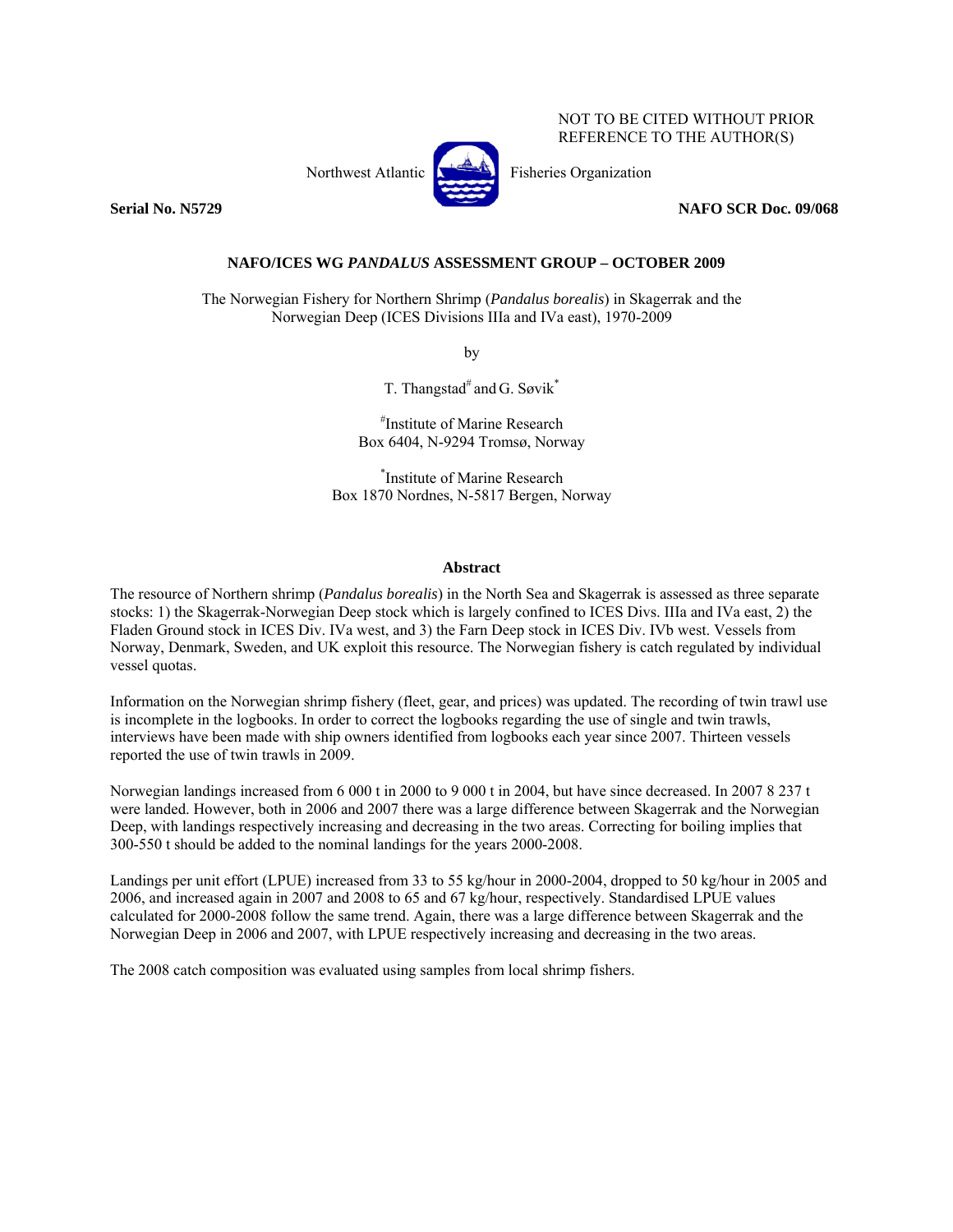NOT TO BE CITED WITHOUT PRIOR REFERENCE TO THE AUTHOR(S)

Northwest Atlantic Fisheries Organization

**Serial No. N5729** **NAFO SCR Doc. 09/068**

**NAFO/ICES WG *PANDALUS* ASSESSMENT GROUP – OCTOBER 2009**

The Norwegian Fishery for Northern Shrimp (*Pandalus borealis*) in Skagerrak and the Norwegian Deep (ICES Divisions IIIa and IVa east), 1970-2009

by

T. Thangstad[#] and G. Søvik[*]

[#]Institute of Marine Research
Box 6404, N-9294 Tromsø, Norway

[*]Institute of Marine Research
Box 1870 Nordnes, N-5817 Bergen, Norway

**Abstract**

The resource of Northern shrimp (*Pandalus borealis*) in the North Sea and Skagerrak is assessed as three separate stocks: 1) the Skagerrak-Norwegian Deep stock which is largely confined to ICES Divs. IIIa and IVa east, 2) the Fladen Ground stock in ICES Div. IVa west, and 3) the Farn Deep stock in ICES Div. IVb west. Vessels from Norway, Denmark, Sweden, and UK exploit this resource. The Norwegian fishery is catch regulated by individual vessel quotas.

Information on the Norwegian shrimp fishery (fleet, gear, and prices) was updated. The recording of twin trawl use is incomplete in the logbooks. In order to correct the logbooks regarding the use of single and twin trawls, interviews have been made with ship owners identified from logbooks each year since 2007. Thirteen vessels reported the use of twin trawls in 2009.

Norwegian landings increased from 6 000 t in 2000 to 9 000 t in 2004, but have since decreased. In 2007 8 237 t were landed. However, both in 2006 and 2007 there was a large difference between Skagerrak and the Norwegian Deep, with landings respectively increasing and decreasing in the two areas. Correcting for boiling implies that 300-550 t should be added to the nominal landings for the years 2000-2008.

Landings per unit effort (LPUE) increased from 33 to 55 kg/hour in 2000-2004, dropped to 50 kg/hour in 2005 and 2006, and increased again in 2007 and 2008 to 65 and 67 kg/hour, respectively. Standardised LPUE values calculated for 2000-2008 follow the same trend. Again, there was a large difference between Skagerrak and the Norwegian Deep in 2006 and 2007, with LPUE respectively increasing and decreasing in the two areas.

The 2008 catch composition was evaluated using samples from local shrimp fishers.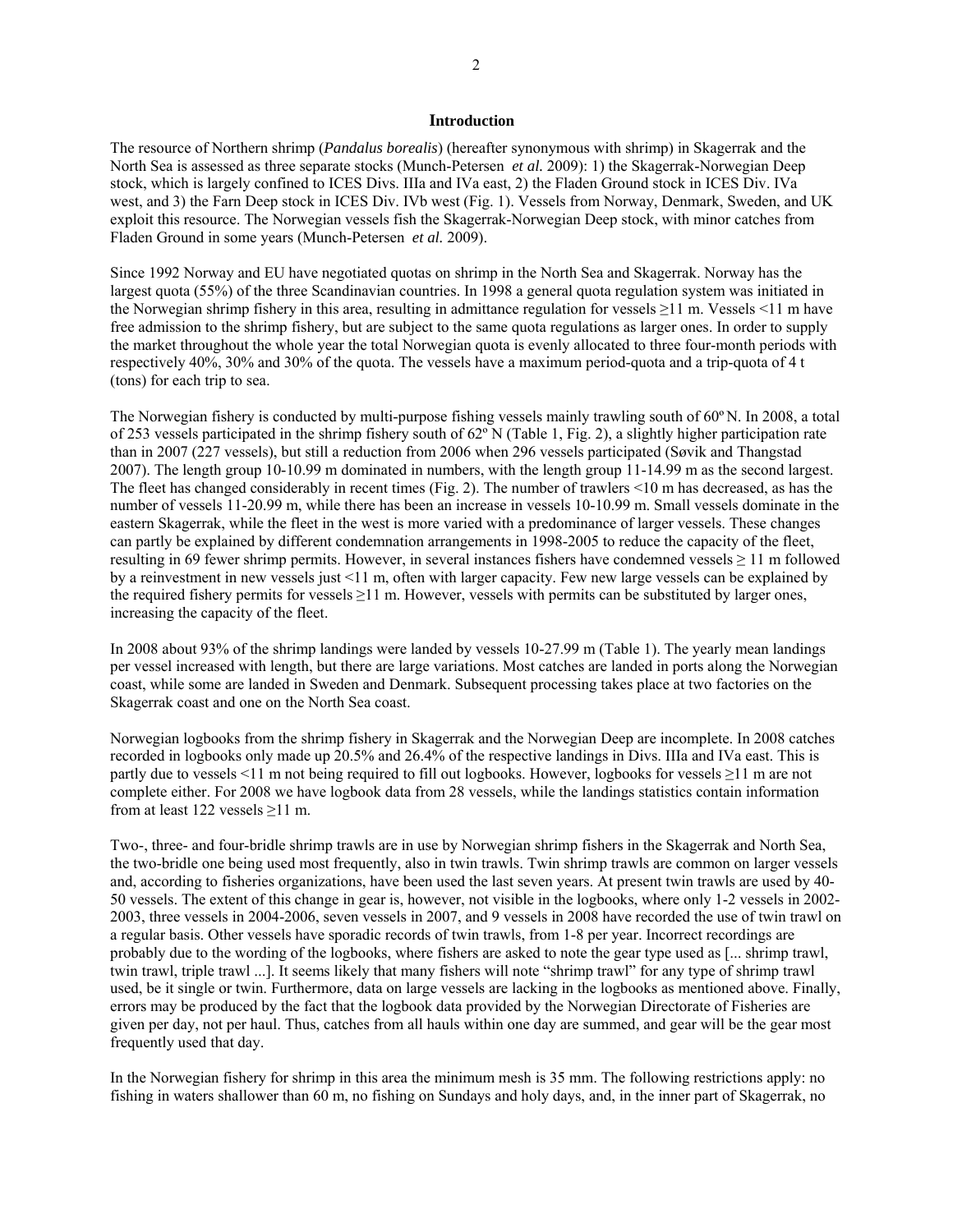## Introduction

The resource of Northern shrimp (*Pandalus borealis*) (hereafter synonymous with shrimp) in Skagerrak and the North Sea is assessed as three separate stocks (Munch-Petersen *et al.* 2009): 1) the Skagerrak-Norwegian Deep stock, which is largely confined to ICES Divs. IIIa and IVa east, 2) the Fladen Ground stock in ICES Div. IVa west, and 3) the Farn Deep stock in ICES Div. IVb west (Fig. 1). Vessels from Norway, Denmark, Sweden, and UK exploit this resource. The Norwegian vessels fish the Skagerrak-Norwegian Deep stock, with minor catches from Fladen Ground in some years (Munch-Petersen *et al.* 2009).

Since 1992 Norway and EU have negotiated quotas on shrimp in the North Sea and Skagerrak. Norway has the largest quota (55%) of the three Scandinavian countries. In 1998 a general quota regulation system was initiated in the Norwegian shrimp fishery in this area, resulting in admittance regulation for vessels ≥11 m. Vessels <11 m have free admission to the shrimp fishery, but are subject to the same quota regulations as larger ones. In order to supply the market throughout the whole year the total Norwegian quota is evenly allocated to three four-month periods with respectively 40%, 30% and 30% of the quota. The vessels have a maximum period-quota and a trip-quota of 4 t (tons) for each trip to sea.

The Norwegian fishery is conducted by multi-purpose fishing vessels mainly trawling south of 60º N. In 2008, a total of 253 vessels participated in the shrimp fishery south of 62º N (Table 1, Fig. 2), a slightly higher participation rate than in 2007 (227 vessels), but still a reduction from 2006 when 296 vessels participated (Søvik and Thangstad 2007). The length group 10-10.99 m dominated in numbers, with the length group 11-14.99 m as the second largest. The fleet has changed considerably in recent times (Fig. 2). The number of trawlers <10 m has decreased, as has the number of vessels 11-20.99 m, while there has been an increase in vessels 10-10.99 m. Small vessels dominate in the eastern Skagerrak, while the fleet in the west is more varied with a predominance of larger vessels. These changes can partly be explained by different condemnation arrangements in 1998-2005 to reduce the capacity of the fleet, resulting in 69 fewer shrimp permits. However, in several instances fishers have condemned vessels ≥ 11 m followed by a reinvestment in new vessels just <11 m, often with larger capacity. Few new large vessels can be explained by the required fishery permits for vessels ≥11 m. However, vessels with permits can be substituted by larger ones, increasing the capacity of the fleet.

In 2008 about 93% of the shrimp landings were landed by vessels 10-27.99 m (Table 1). The yearly mean landings per vessel increased with length, but there are large variations. Most catches are landed in ports along the Norwegian coast, while some are landed in Sweden and Denmark. Subsequent processing takes place at two factories on the Skagerrak coast and one on the North Sea coast.

Norwegian logbooks from the shrimp fishery in Skagerrak and the Norwegian Deep are incomplete. In 2008 catches recorded in logbooks only made up 20.5% and 26.4% of the respective landings in Divs. IIIa and IVa east. This is partly due to vessels <11 m not being required to fill out logbooks. However, logbooks for vessels ≥11 m are not complete either. For 2008 we have logbook data from 28 vessels, while the landings statistics contain information from at least 122 vessels ≥11 m.

Two-, three- and four-bridle shrimp trawls are in use by Norwegian shrimp fishers in the Skagerrak and North Sea, the two-bridle one being used most frequently, also in twin trawls. Twin shrimp trawls are common on larger vessels and, according to fisheries organizations, have been used the last seven years. At present twin trawls are used by 40-50 vessels. The extent of this change in gear is, however, not visible in the logbooks, where only 1-2 vessels in 2002-2003, three vessels in 2004-2006, seven vessels in 2007, and 9 vessels in 2008 have recorded the use of twin trawl on a regular basis. Other vessels have sporadic records of twin trawls, from 1-8 per year. Incorrect recordings are probably due to the wording of the logbooks, where fishers are asked to note the gear type used as [... shrimp trawl, twin trawl, triple trawl ...]. It seems likely that many fishers will note "shrimp trawl" for any type of shrimp trawl used, be it single or twin. Furthermore, data on large vessels are lacking in the logbooks as mentioned above. Finally, errors may be produced by the fact that the logbook data provided by the Norwegian Directorate of Fisheries are given per day, not per haul. Thus, catches from all hauls within one day are summed, and gear will be the gear most frequently used that day.

In the Norwegian fishery for shrimp in this area the minimum mesh is 35 mm. The following restrictions apply: no fishing in waters shallower than 60 m, no fishing on Sundays and holy days, and, in the inner part of Skagerrak, no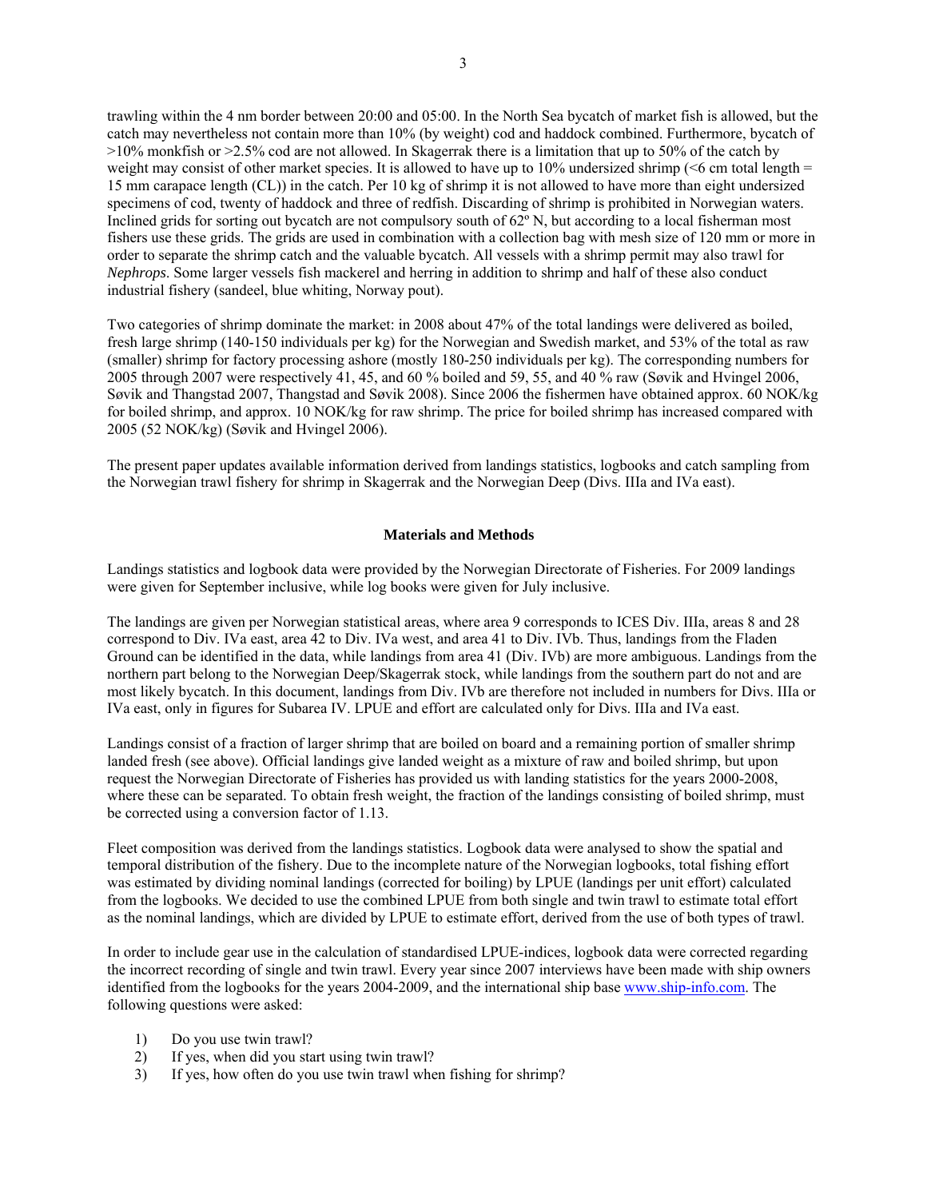trawling within the 4 nm border between 20:00 and 05:00. In the North Sea bycatch of market fish is allowed, but the catch may nevertheless not contain more than 10% (by weight) cod and haddock combined. Furthermore, bycatch of >10% monkfish or >2.5% cod are not allowed. In Skagerrak there is a limitation that up to 50% of the catch by weight may consist of other market species. It is allowed to have up to 10% undersized shrimp (<6 cm total length = 15 mm carapace length (CL)) in the catch. Per 10 kg of shrimp it is not allowed to have more than eight undersized specimens of cod, twenty of haddock and three of redfish. Discarding of shrimp is prohibited in Norwegian waters. Inclined grids for sorting out bycatch are not compulsory south of 62º N, but according to a local fisherman most fishers use these grids. The grids are used in combination with a collection bag with mesh size of 120 mm or more in order to separate the shrimp catch and the valuable bycatch. All vessels with a shrimp permit may also trawl for *Nephrops*. Some larger vessels fish mackerel and herring in addition to shrimp and half of these also conduct industrial fishery (sandeel, blue whiting, Norway pout).

Two categories of shrimp dominate the market: in 2008 about 47% of the total landings were delivered as boiled, fresh large shrimp (140-150 individuals per kg) for the Norwegian and Swedish market, and 53% of the total as raw (smaller) shrimp for factory processing ashore (mostly 180-250 individuals per kg). The corresponding numbers for 2005 through 2007 were respectively 41, 45, and 60 % boiled and 59, 55, and 40 % raw (Søvik and Hvingel 2006, Søvik and Thangstad 2007, Thangstad and Søvik 2008). Since 2006 the fishermen have obtained approx. 60 NOK/kg for boiled shrimp, and approx. 10 NOK/kg for raw shrimp. The price for boiled shrimp has increased compared with 2005 (52 NOK/kg) (Søvik and Hvingel 2006).

The present paper updates available information derived from landings statistics, logbooks and catch sampling from the Norwegian trawl fishery for shrimp in Skagerrak and the Norwegian Deep (Divs. IIIa and IVa east).

## Materials and Methods

Landings statistics and logbook data were provided by the Norwegian Directorate of Fisheries. For 2009 landings were given for September inclusive, while log books were given for July inclusive.

The landings are given per Norwegian statistical areas, where area 9 corresponds to ICES Div. IIIa, areas 8 and 28 correspond to Div. IVa east, area 42 to Div. IVa west, and area 41 to Div. IVb. Thus, landings from the Fladen Ground can be identified in the data, while landings from area 41 (Div. IVb) are more ambiguous. Landings from the northern part belong to the Norwegian Deep/Skagerrak stock, while landings from the southern part do not and are most likely bycatch. In this document, landings from Div. IVb are therefore not included in numbers for Divs. IIIa or IVa east, only in figures for Subarea IV. LPUE and effort are calculated only for Divs. IIIa and IVa east.

Landings consist of a fraction of larger shrimp that are boiled on board and a remaining portion of smaller shrimp landed fresh (see above). Official landings give landed weight as a mixture of raw and boiled shrimp, but upon request the Norwegian Directorate of Fisheries has provided us with landing statistics for the years 2000-2008, where these can be separated. To obtain fresh weight, the fraction of the landings consisting of boiled shrimp, must be corrected using a conversion factor of 1.13.

Fleet composition was derived from the landings statistics. Logbook data were analysed to show the spatial and temporal distribution of the fishery. Due to the incomplete nature of the Norwegian logbooks, total fishing effort was estimated by dividing nominal landings (corrected for boiling) by LPUE (landings per unit effort) calculated from the logbooks. We decided to use the combined LPUE from both single and twin trawl to estimate total effort as the nominal landings, which are divided by LPUE to estimate effort, derived from the use of both types of trawl.

In order to include gear use in the calculation of standardised LPUE-indices, logbook data were corrected regarding the incorrect recording of single and twin trawl. Every year since 2007 interviews have been made with ship owners identified from the logbooks for the years 2004-2009, and the international ship base www.ship-info.com. The following questions were asked:

1) Do you use twin trawl?
2) If yes, when did you start using twin trawl?
3) If yes, how often do you use twin trawl when fishing for shrimp?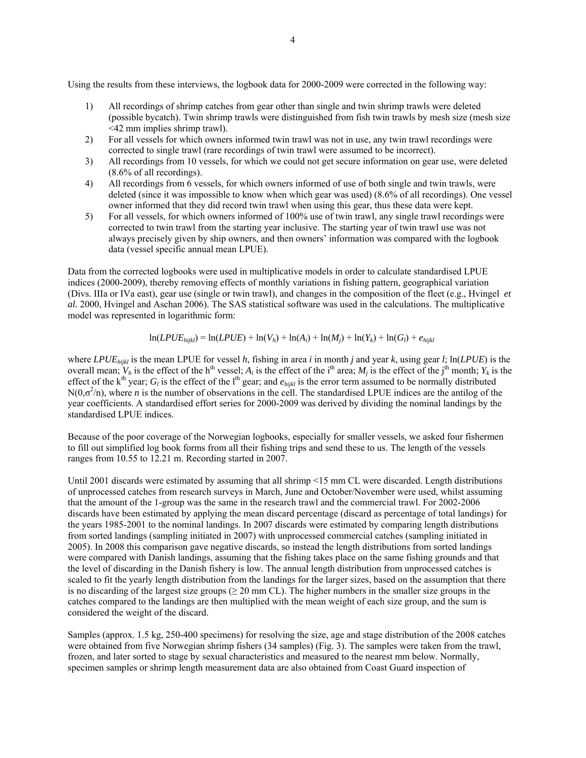Using the results from these interviews, the logbook data for 2000-2009 were corrected in the following way:

1) All recordings of shrimp catches from gear other than single and twin shrimp trawls were deleted (possible bycatch). Twin shrimp trawls were distinguished from fish twin trawls by mesh size (mesh size <42 mm implies shrimp trawl).
2) For all vessels for which owners informed twin trawl was not in use, any twin trawl recordings were corrected to single trawl (rare recordings of twin trawl were assumed to be incorrect).
3) All recordings from 10 vessels, for which we could not get secure information on gear use, were deleted (8.6% of all recordings).
4) All recordings from 6 vessels, for which owners informed of use of both single and twin trawls, were deleted (since it was impossible to know when which gear was used) (8.6% of all recordings). One vessel owner informed that they did record twin trawl when using this gear, thus these data were kept.
5) For all vessels, for which owners informed of 100% use of twin trawl, any single trawl recordings were corrected to twin trawl from the starting year inclusive. The starting year of twin trawl use was not always precisely given by ship owners, and then owners' information was compared with the logbook data (vessel specific annual mean LPUE).

Data from the corrected logbooks were used in multiplicative models in order to calculate standardised LPUE indices (2000-2009), thereby removing effects of monthly variations in fishing pattern, geographical variation (Divs. IIIa or IVa east), gear use (single or twin trawl), and changes in the composition of the fleet (e.g., Hvingel *et al.* 2000, Hvingel and Aschan 2006). The SAS statistical software was used in the calculations. The multiplicative model was represented in logarithmic form:

$$\ln(LPUE_{hijkl}) = \ln(LPUE) + \ln(V_h) + \ln(A_i) + \ln(M_j) + \ln(Y_k) + \ln(G_l) + e_{hijkl}$$

where $LPUE_{hijkl}$ is the mean LPUE for vessel $h$, fishing in area $i$ in month $j$ and year $k$, using gear $l$; $\ln(LPUE)$ is the overall mean; $V_h$ is the effect of the $h^{th}$ vessel; $A_i$ is the effect of the $i^{th}$ area; $M_j$ is the effect of the $j^{th}$ month; $Y_k$ is the effect of the $k^{th}$ year; $G_l$ is the effect of the $l^{th}$ gear; and $e_{hijkl}$ is the error term assumed to be normally distributed $N(0,\sigma^2/n)$, where $n$ is the number of observations in the cell. The standardised LPUE indices are the antilog of the year coefficients. A standardised effort series for 2000-2009 was derived by dividing the nominal landings by the standardised LPUE indices.

Because of the poor coverage of the Norwegian logbooks, especially for smaller vessels, we asked four fishermen to fill out simplified log book forms from all their fishing trips and send these to us. The length of the vessels ranges from 10.55 to 12.21 m. Recording started in 2007.

Until 2001 discards were estimated by assuming that all shrimp <15 mm CL were discarded. Length distributions of unprocessed catches from research surveys in March, June and October/November were used, whilst assuming that the amount of the 1-group was the same in the research trawl and the commercial trawl. For 2002-2006 discards have been estimated by applying the mean discard percentage (discard as percentage of total landings) for the years 1985-2001 to the nominal landings. In 2007 discards were estimated by comparing length distributions from sorted landings (sampling initiated in 2007) with unprocessed commercial catches (sampling initiated in 2005). In 2008 this comparison gave negative discards, so instead the length distributions from sorted landings were compared with Danish landings, assuming that the fishing takes place on the same fishing grounds and that the level of discarding in the Danish fishery is low. The annual length distribution from unprocessed catches is scaled to fit the yearly length distribution from the landings for the larger sizes, based on the assumption that there is no discarding of the largest size groups (≥ 20 mm CL). The higher numbers in the smaller size groups in the catches compared to the landings are then multiplied with the mean weight of each size group, and the sum is considered the weight of the discard.

Samples (approx. 1.5 kg, 250-400 specimens) for resolving the size, age and stage distribution of the 2008 catches were obtained from five Norwegian shrimp fishers (34 samples) (Fig. 3). The samples were taken from the trawl, frozen, and later sorted to stage by sexual characteristics and measured to the nearest mm below. Normally, specimen samples or shrimp length measurement data are also obtained from Coast Guard inspection of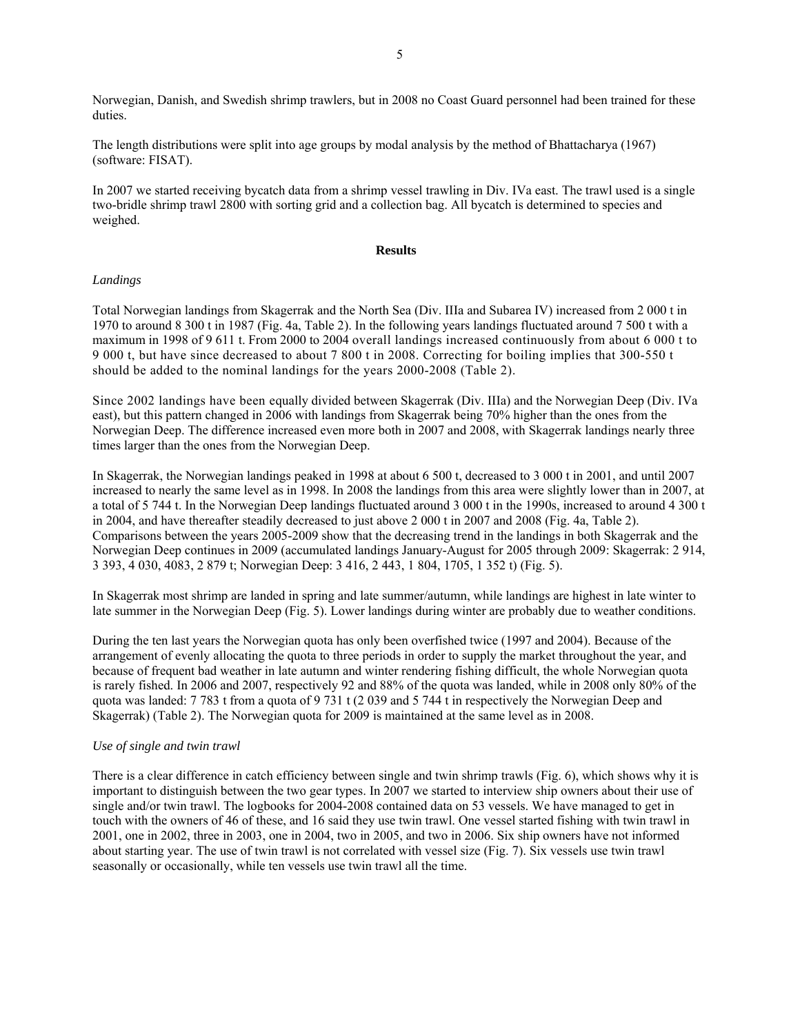Norwegian, Danish, and Swedish shrimp trawlers, but in 2008 no Coast Guard personnel had been trained for these duties.

The length distributions were split into age groups by modal analysis by the method of Bhattacharya (1967) (software: FISAT).

In 2007 we started receiving bycatch data from a shrimp vessel trawling in Div. IVa east. The trawl used is a single two-bridle shrimp trawl 2800 with sorting grid and a collection bag. All bycatch is determined to species and weighed.

## Results

*Landings*

Total Norwegian landings from Skagerrak and the North Sea (Div. IIIa and Subarea IV) increased from 2 000 t in 1970 to around 8 300 t in 1987 (Fig. 4a, Table 2). In the following years landings fluctuated around 7 500 t with a maximum in 1998 of 9 611 t. From 2000 to 2004 overall landings increased continuously from about 6 000 t to 9 000 t, but have since decreased to about 7 800 t in 2008. Correcting for boiling implies that 300-550 t should be added to the nominal landings for the years 2000-2008 (Table 2).

Since 2002 landings have been equally divided between Skagerrak (Div. IIIa) and the Norwegian Deep (Div. IVa east), but this pattern changed in 2006 with landings from Skagerrak being 70% higher than the ones from the Norwegian Deep. The difference increased even more both in 2007 and 2008, with Skagerrak landings nearly three times larger than the ones from the Norwegian Deep.

In Skagerrak, the Norwegian landings peaked in 1998 at about 6 500 t, decreased to 3 000 t in 2001, and until 2007 increased to nearly the same level as in 1998. In 2008 the landings from this area were slightly lower than in 2007, at a total of 5 744 t. In the Norwegian Deep landings fluctuated around 3 000 t in the 1990s, increased to around 4 300 t in 2004, and have thereafter steadily decreased to just above 2 000 t in 2007 and 2008 (Fig. 4a, Table 2). Comparisons between the years 2005-2009 show that the decreasing trend in the landings in both Skagerrak and the Norwegian Deep continues in 2009 (accumulated landings January-August for 2005 through 2009: Skagerrak: 2 914, 3 393, 4 030, 4083, 2 879 t; Norwegian Deep: 3 416, 2 443, 1 804, 1705, 1 352 t) (Fig. 5).

In Skagerrak most shrimp are landed in spring and late summer/autumn, while landings are highest in late winter to late summer in the Norwegian Deep (Fig. 5). Lower landings during winter are probably due to weather conditions.

During the ten last years the Norwegian quota has only been overfished twice (1997 and 2004). Because of the arrangement of evenly allocating the quota to three periods in order to supply the market throughout the year, and because of frequent bad weather in late autumn and winter rendering fishing difficult, the whole Norwegian quota is rarely fished. In 2006 and 2007, respectively 92 and 88% of the quota was landed, while in 2008 only 80% of the quota was landed: 7 783 t from a quota of 9 731 t (2 039 and 5 744 t in respectively the Norwegian Deep and Skagerrak) (Table 2). The Norwegian quota for 2009 is maintained at the same level as in 2008.

*Use of single and twin trawl*

There is a clear difference in catch efficiency between single and twin shrimp trawls (Fig. 6), which shows why it is important to distinguish between the two gear types. In 2007 we started to interview ship owners about their use of single and/or twin trawl. The logbooks for 2004-2008 contained data on 53 vessels. We have managed to get in touch with the owners of 46 of these, and 16 said they use twin trawl. One vessel started fishing with twin trawl in 2001, one in 2002, three in 2003, one in 2004, two in 2005, and two in 2006. Six ship owners have not informed about starting year. The use of twin trawl is not correlated with vessel size (Fig. 7). Six vessels use twin trawl seasonally or occasionally, while ten vessels use twin trawl all the time.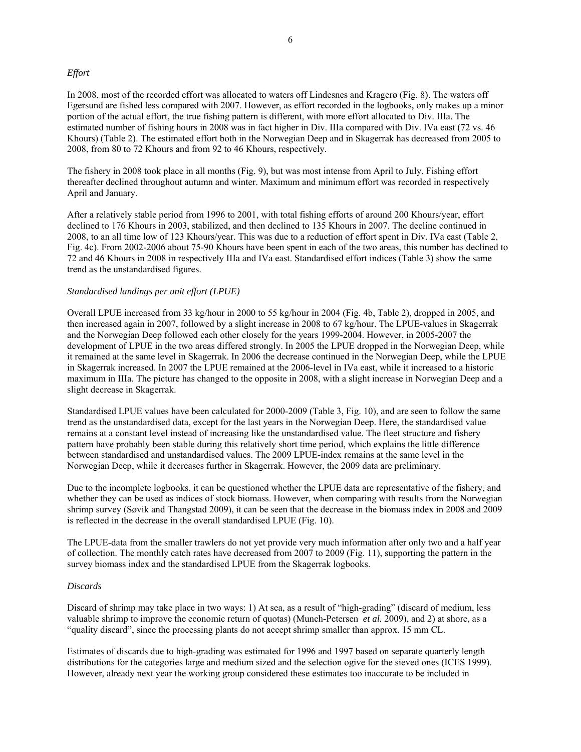*Effort*

In 2008, most of the recorded effort was allocated to waters off Lindesnes and Kragerø (Fig. 8). The waters off Egersund are fished less compared with 2007. However, as effort recorded in the logbooks, only makes up a minor portion of the actual effort, the true fishing pattern is different, with more effort allocated to Div. IIIa. The estimated number of fishing hours in 2008 was in fact higher in Div. IIIa compared with Div. IVa east (72 vs. 46 Khours) (Table 2). The estimated effort both in the Norwegian Deep and in Skagerrak has decreased from 2005 to 2008, from 80 to 72 Khours and from 92 to 46 Khours, respectively.

The fishery in 2008 took place in all months (Fig. 9), but was most intense from April to July. Fishing effort thereafter declined throughout autumn and winter. Maximum and minimum effort was recorded in respectively April and January.

After a relatively stable period from 1996 to 2001, with total fishing efforts of around 200 Khours/year, effort declined to 176 Khours in 2003, stabilized, and then declined to 135 Khours in 2007. The decline continued in 2008, to an all time low of 123 Khours/year. This was due to a reduction of effort spent in Div. IVa east (Table 2, Fig. 4c). From 2002-2006 about 75-90 Khours have been spent in each of the two areas, this number has declined to 72 and 46 Khours in 2008 in respectively IIIa and IVa east. Standardised effort indices (Table 3) show the same trend as the unstandardised figures.

*Standardised landings per unit effort (LPUE)*

Overall LPUE increased from 33 kg/hour in 2000 to 55 kg/hour in 2004 (Fig. 4b, Table 2), dropped in 2005, and then increased again in 2007, followed by a slight increase in 2008 to 67 kg/hour. The LPUE-values in Skagerrak and the Norwegian Deep followed each other closely for the years 1999-2004. However, in 2005-2007 the development of LPUE in the two areas differed strongly. In 2005 the LPUE dropped in the Norwegian Deep, while it remained at the same level in Skagerrak. In 2006 the decrease continued in the Norwegian Deep, while the LPUE in Skagerrak increased. In 2007 the LPUE remained at the 2006-level in IVa east, while it increased to a historic maximum in IIIa. The picture has changed to the opposite in 2008, with a slight increase in Norwegian Deep and a slight decrease in Skagerrak.

Standardised LPUE values have been calculated for 2000-2009 (Table 3, Fig. 10), and are seen to follow the same trend as the unstandardised data, except for the last years in the Norwegian Deep. Here, the standardised value remains at a constant level instead of increasing like the unstandardised value. The fleet structure and fishery pattern have probably been stable during this relatively short time period, which explains the little difference between standardised and unstandardised values. The 2009 LPUE-index remains at the same level in the Norwegian Deep, while it decreases further in Skagerrak. However, the 2009 data are preliminary.

Due to the incomplete logbooks, it can be questioned whether the LPUE data are representative of the fishery, and whether they can be used as indices of stock biomass. However, when comparing with results from the Norwegian shrimp survey (Søvik and Thangstad 2009), it can be seen that the decrease in the biomass index in 2008 and 2009 is reflected in the decrease in the overall standardised LPUE (Fig. 10).

The LPUE-data from the smaller trawlers do not yet provide very much information after only two and a half year of collection. The monthly catch rates have decreased from 2007 to 2009 (Fig. 11), supporting the pattern in the survey biomass index and the standardised LPUE from the Skagerrak logbooks.

*Discards*

Discard of shrimp may take place in two ways: 1) At sea, as a result of "high-grading" (discard of medium, less valuable shrimp to improve the economic return of quotas) (Munch-Petersen *et al.* 2009), and 2) at shore, as a "quality discard", since the processing plants do not accept shrimp smaller than approx. 15 mm CL.

Estimates of discards due to high-grading was estimated for 1996 and 1997 based on separate quarterly length distributions for the categories large and medium sized and the selection ogive for the sieved ones (ICES 1999). However, already next year the working group considered these estimates too inaccurate to be included in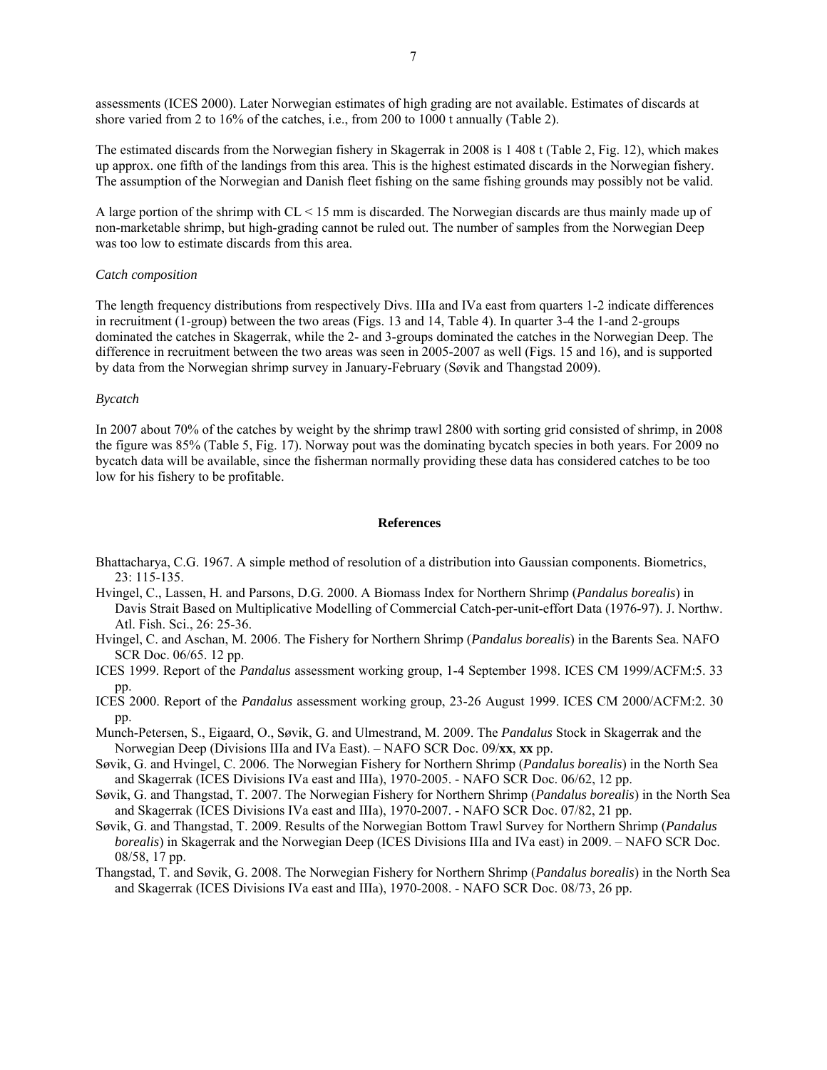assessments (ICES 2000). Later Norwegian estimates of high grading are not available. Estimates of discards at shore varied from 2 to 16% of the catches, i.e., from 200 to 1000 t annually (Table 2).

The estimated discards from the Norwegian fishery in Skagerrak in 2008 is 1 408 t (Table 2, Fig. 12), which makes up approx. one fifth of the landings from this area. This is the highest estimated discards in the Norwegian fishery. The assumption of the Norwegian and Danish fleet fishing on the same fishing grounds may possibly not be valid.

A large portion of the shrimp with CL < 15 mm is discarded. The Norwegian discards are thus mainly made up of non-marketable shrimp, but high-grading cannot be ruled out. The number of samples from the Norwegian Deep was too low to estimate discards from this area.

*Catch composition*

The length frequency distributions from respectively Divs. IIIa and IVa east from quarters 1-2 indicate differences in recruitment (1-group) between the two areas (Figs. 13 and 14, Table 4). In quarter 3-4 the 1-and 2-groups dominated the catches in Skagerrak, while the 2- and 3-groups dominated the catches in the Norwegian Deep. The difference in recruitment between the two areas was seen in 2005-2007 as well (Figs. 15 and 16), and is supported by data from the Norwegian shrimp survey in January-February (Søvik and Thangstad 2009).

*Bycatch*

In 2007 about 70% of the catches by weight by the shrimp trawl 2800 with sorting grid consisted of shrimp, in 2008 the figure was 85% (Table 5, Fig. 17). Norway pout was the dominating bycatch species in both years. For 2009 no bycatch data will be available, since the fisherman normally providing these data has considered catches to be too low for his fishery to be profitable.

## References

Bhattacharya, C.G. 1967. A simple method of resolution of a distribution into Gaussian components. Biometrics, 23: 115-135.

Hvingel, C., Lassen, H. and Parsons, D.G. 2000. A Biomass Index for Northern Shrimp (*Pandalus borealis*) in Davis Strait Based on Multiplicative Modelling of Commercial Catch-per-unit-effort Data (1976-97). J. Northw. Atl. Fish. Sci., 26: 25-36.

Hvingel, C. and Aschan, M. 2006. The Fishery for Northern Shrimp (*Pandalus borealis*) in the Barents Sea. NAFO SCR Doc. 06/65. 12 pp.

ICES 1999. Report of the *Pandalus* assessment working group, 1-4 September 1998. ICES CM 1999/ACFM:5. 33 pp.

ICES 2000. Report of the *Pandalus* assessment working group, 23-26 August 1999. ICES CM 2000/ACFM:2. 30 pp.

Munch-Petersen, S., Eigaard, O., Søvik, G. and Ulmestrand, M. 2009. The *Pandalus* Stock in Skagerrak and the Norwegian Deep (Divisions IIIa and IVa East). – NAFO SCR Doc. 09/**xx**, **xx** pp.

Søvik, G. and Hvingel, C. 2006. The Norwegian Fishery for Northern Shrimp (*Pandalus borealis*) in the North Sea and Skagerrak (ICES Divisions IVa east and IIIa), 1970-2005. - NAFO SCR Doc. 06/62, 12 pp.

Søvik, G. and Thangstad, T. 2007. The Norwegian Fishery for Northern Shrimp (*Pandalus borealis*) in the North Sea and Skagerrak (ICES Divisions IVa east and IIIa), 1970-2007. - NAFO SCR Doc. 07/82, 21 pp.

Søvik, G. and Thangstad, T. 2009. Results of the Norwegian Bottom Trawl Survey for Northern Shrimp (*Pandalus borealis*) in Skagerrak and the Norwegian Deep (ICES Divisions IIIa and IVa east) in 2009. – NAFO SCR Doc. 08/58, 17 pp.

Thangstad, T. and Søvik, G. 2008. The Norwegian Fishery for Northern Shrimp (*Pandalus borealis*) in the North Sea and Skagerrak (ICES Divisions IVa east and IIIa), 1970-2008. - NAFO SCR Doc. 08/73, 26 pp.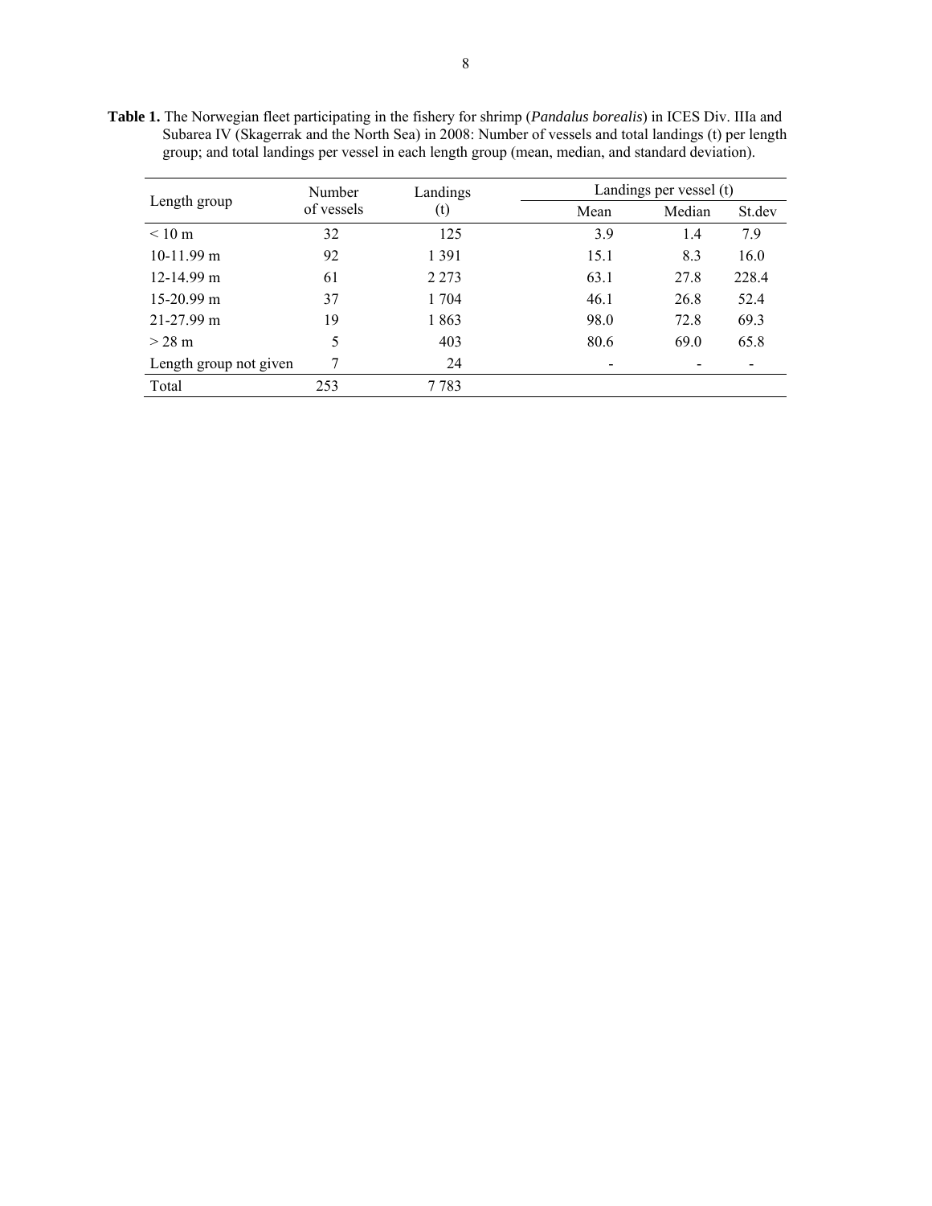**Table 1.** The Norwegian fleet participating in the fishery for shrimp (*Pandalus borealis*) in ICES Div. IIIa and Subarea IV (Skagerrak and the North Sea) in 2008: Number of vessels and total landings (t) per length group; and total landings per vessel in each length group (mean, median, and standard deviation).

| Length group | Number of vessels | Landings (t) | Landings per vessel (t) | | |
|---|---|---|---|---|---|
| | | | Mean | Median | St.dev |
| < 10 m | 32 | 125 | 3.9 | 1.4 | 7.9 |
| 10-11.99 m | 92 | 1 391 | 15.1 | 8.3 | 16.0 |
| 12-14.99 m | 61 | 2 273 | 63.1 | 27.8 | 228.4 |
| 15-20.99 m | 37 | 1 704 | 46.1 | 26.8 | 52.4 |
| 21-27.99 m | 19 | 1 863 | 98.0 | 72.8 | 69.3 |
| > 28 m | 5 | 403 | 80.6 | 69.0 | 65.8 |
| Length group not given | 7 | 24 | - | - | - |
| Total | 253 | 7 783 | | | |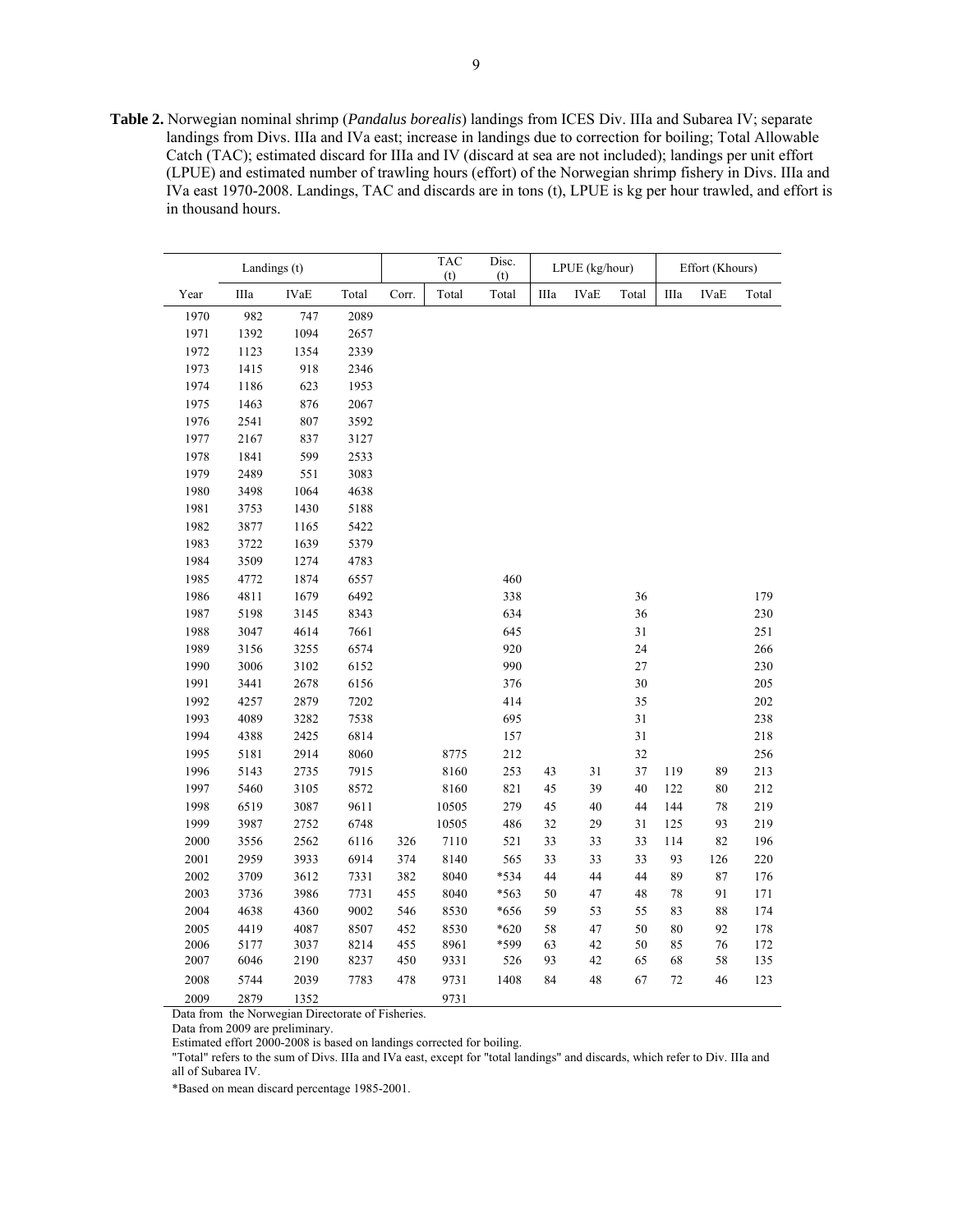**Table 2.** Norwegian nominal shrimp (*Pandalus borealis*) landings from ICES Div. IIIa and Subarea IV; separate landings from Divs. IIIa and IVa east; increase in landings due to correction for boiling; Total Allowable Catch (TAC); estimated discard for IIIa and IV (discard at sea are not included); landings per unit effort (LPUE) and estimated number of trawling hours (effort) of the Norwegian shrimp fishery in Divs. IIIa and IVa east 1970-2008. Landings, TAC and discards are in tons (t), LPUE is kg per hour trawled, and effort is in thousand hours.

| | Landings (t) | | | | TAC (t) | Disc. (t) | LPUE (kg/hour) | | | Effort (Khours) | | |
|---|---|---|---|---|---|---|---|---|---|---|---|---|
| Year | IIIa | IVaE | Total | Corr. | Total | Total | IIIa | IVaE | Total | IIIa | IVaE | Total |
| 1970 | 982 | 747 | 2089 | | | | | | | | | |
| 1971 | 1392 | 1094 | 2657 | | | | | | | | | |
| 1972 | 1123 | 1354 | 2339 | | | | | | | | | |
| 1973 | 1415 | 918 | 2346 | | | | | | | | | |
| 1974 | 1186 | 623 | 1953 | | | | | | | | | |
| 1975 | 1463 | 876 | 2067 | | | | | | | | | |
| 1976 | 2541 | 807 | 3592 | | | | | | | | | |
| 1977 | 2167 | 837 | 3127 | | | | | | | | | |
| 1978 | 1841 | 599 | 2533 | | | | | | | | | |
| 1979 | 2489 | 551 | 3083 | | | | | | | | | |
| 1980 | 3498 | 1064 | 4638 | | | | | | | | | |
| 1981 | 3753 | 1430 | 5188 | | | | | | | | | |
| 1982 | 3877 | 1165 | 5422 | | | | | | | | | |
| 1983 | 3722 | 1639 | 5379 | | | | | | | | | |
| 1984 | 3509 | 1274 | 4783 | | | | | | | | | |
| 1985 | 4772 | 1874 | 6557 | | | 460 | | | | | | |
| 1986 | 4811 | 1679 | 6492 | | | 338 | | | 36 | | | 179 |
| 1987 | 5198 | 3145 | 8343 | | | 634 | | | 36 | | | 230 |
| 1988 | 3047 | 4614 | 7661 | | | 645 | | | 31 | | | 251 |
| 1989 | 3156 | 3255 | 6574 | | | 920 | | | 24 | | | 266 |
| 1990 | 3006 | 3102 | 6152 | | | 990 | | | 27 | | | 230 |
| 1991 | 3441 | 2678 | 6156 | | | 376 | | | 30 | | | 205 |
| 1992 | 4257 | 2879 | 7202 | | | 414 | | | 35 | | | 202 |
| 1993 | 4089 | 3282 | 7538 | | | 695 | | | 31 | | | 238 |
| 1994 | 4388 | 2425 | 6814 | | | 157 | | | 31 | | | 218 |
| 1995 | 5181 | 2914 | 8060 | | 8775 | 212 | | | 32 | | | 256 |
| 1996 | 5143 | 2735 | 7915 | | 8160 | 253 | 43 | 31 | 37 | 119 | 89 | 213 |
| 1997 | 5460 | 3105 | 8572 | | 8160 | 821 | 45 | 39 | 40 | 122 | 80 | 212 |
| 1998 | 6519 | 3087 | 9611 | | 10505 | 279 | 45 | 40 | 44 | 144 | 78 | 219 |
| 1999 | 3987 | 2752 | 6748 | | 10505 | 486 | 32 | 29 | 31 | 125 | 93 | 219 |
| 2000 | 3556 | 2562 | 6116 | 326 | 7110 | 521 | 33 | 33 | 33 | 114 | 82 | 196 |
| 2001 | 2959 | 3933 | 6914 | 374 | 8140 | 565 | 33 | 33 | 33 | 93 | 126 | 220 |
| 2002 | 3709 | 3612 | 7331 | 382 | 8040 | *534 | 44 | 44 | 44 | 89 | 87 | 176 |
| 2003 | 3736 | 3986 | 7731 | 455 | 8040 | *563 | 50 | 47 | 48 | 78 | 91 | 171 |
| 2004 | 4638 | 4360 | 9002 | 546 | 8530 | *656 | 59 | 53 | 55 | 83 | 88 | 174 |
| 2005 | 4419 | 4087 | 8507 | 452 | 8530 | *620 | 58 | 47 | 50 | 80 | 92 | 178 |
| 2006 | 5177 | 3037 | 8214 | 455 | 8961 | *599 | 63 | 42 | 50 | 85 | 76 | 172 |
| 2007 | 6046 | 2190 | 8237 | 450 | 9331 | 526 | 93 | 42 | 65 | 68 | 58 | 135 |
| 2008 | 5744 | 2039 | 7783 | 478 | 9731 | 1408 | 84 | 48 | 67 | 72 | 46 | 123 |
| 2009 | 2879 | 1352 | | | 9731 | | | | | | | |

Data from the Norwegian Directorate of Fisheries.

Data from 2009 are preliminary.

Estimated effort 2000-2008 is based on landings corrected for boiling.

"Total" refers to the sum of Divs. IIIa and IVa east, except for "total landings" and discards, which refer to Div. IIIa and all of Subarea IV.

*Based on mean discard percentage 1985-2001.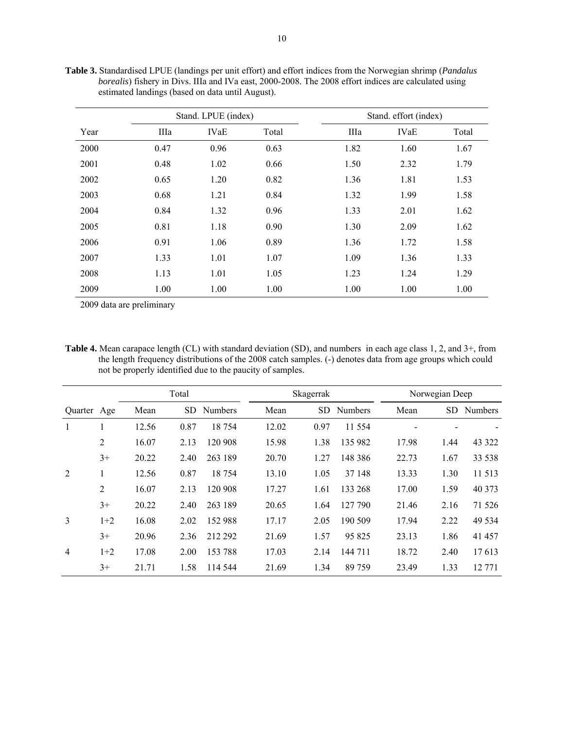**Table 3.** Standardised LPUE (landings per unit effort) and effort indices from the Norwegian shrimp (*Pandalus borealis*) fishery in Divs. IIIa and IVa east, 2000-2008. The 2008 effort indices are calculated using estimated landings (based on data until August).

| | Stand. LPUE (index) | | | Stand. effort (index) | | |
|---|---|---|---|---|---|---|
| Year | IIIa | IVaE | Total | IIIa | IVaE | Total |
| 2000 | 0.47 | 0.96 | 0.63 | 1.82 | 1.60 | 1.67 |
| 2001 | 0.48 | 1.02 | 0.66 | 1.50 | 2.32 | 1.79 |
| 2002 | 0.65 | 1.20 | 0.82 | 1.36 | 1.81 | 1.53 |
| 2003 | 0.68 | 1.21 | 0.84 | 1.32 | 1.99 | 1.58 |
| 2004 | 0.84 | 1.32 | 0.96 | 1.33 | 2.01 | 1.62 |
| 2005 | 0.81 | 1.18 | 0.90 | 1.30 | 2.09 | 1.62 |
| 2006 | 0.91 | 1.06 | 0.89 | 1.36 | 1.72 | 1.58 |
| 2007 | 1.33 | 1.01 | 1.07 | 1.09 | 1.36 | 1.33 |
| 2008 | 1.13 | 1.01 | 1.05 | 1.23 | 1.24 | 1.29 |
| 2009 | 1.00 | 1.00 | 1.00 | 1.00 | 1.00 | 1.00 |

2009 data are preliminary

**Table 4.** Mean carapace length (CL) with standard deviation (SD), and numbers in each age class 1, 2, and 3+, from the length frequency distributions of the 2008 catch samples. (-) denotes data from age groups which could not be properly identified due to the paucity of samples.

| | | Total | | | Skagerrak | | | Norwegian Deep | | |
|---|---|---|---|---|---|---|---|---|---|---|
| Quarter | Age | Mean | SD | Numbers | Mean | SD | Numbers | Mean | SD | Numbers |
| 1 | 1 | 12.56 | 0.87 | 18 754 | 12.02 | 0.97 | 11 554 | - | - | - |
| | 2 | 16.07 | 2.13 | 120 908 | 15.98 | 1.38 | 135 982 | 17.98 | 1.44 | 43 322 |
| | 3+ | 20.22 | 2.40 | 263 189 | 20.70 | 1.27 | 148 386 | 22.73 | 1.67 | 33 538 |
| 2 | 1 | 12.56 | 0.87 | 18 754 | 13.10 | 1.05 | 37 148 | 13.33 | 1.30 | 11 513 |
| | 2 | 16.07 | 2.13 | 120 908 | 17.27 | 1.61 | 133 268 | 17.00 | 1.59 | 40 373 |
| | 3+ | 20.22 | 2.40 | 263 189 | 20.65 | 1.64 | 127 790 | 21.46 | 2.16 | 71 526 |
| 3 | 1+2 | 16.08 | 2.02 | 152 988 | 17.17 | 2.05 | 190 509 | 17.94 | 2.22 | 49 534 |
| | 3+ | 20.96 | 2.36 | 212 292 | 21.69 | 1.57 | 95 825 | 23.13 | 1.86 | 41 457 |
| 4 | 1+2 | 17.08 | 2.00 | 153 788 | 17.03 | 2.14 | 144 711 | 18.72 | 2.40 | 17 613 |
| | 3+ | 21.71 | 1.58 | 114 544 | 21.69 | 1.34 | 89 759 | 23.49 | 1.33 | 12 771 |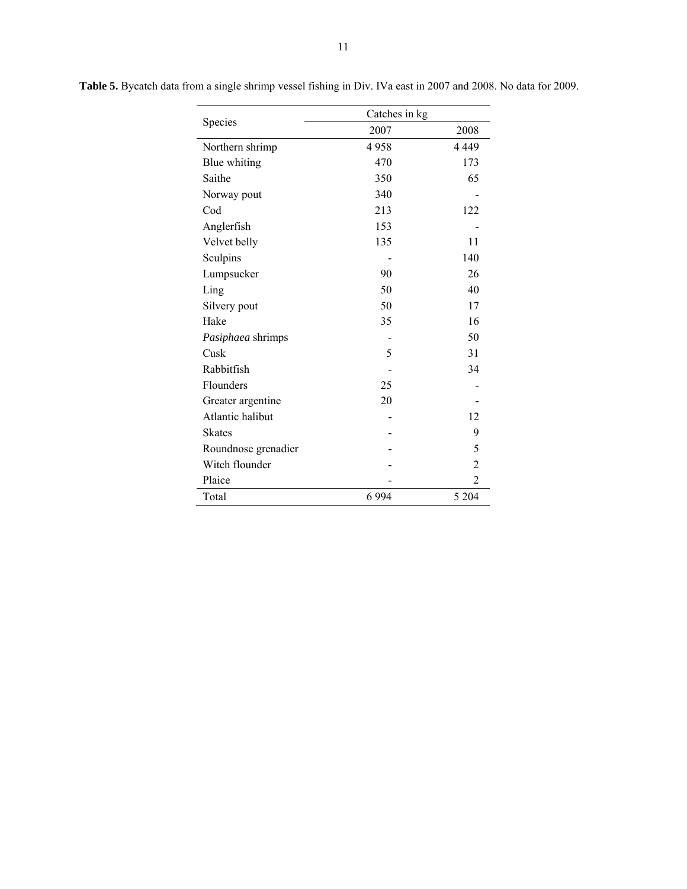**Table 5.** Bycatch data from a single shrimp vessel fishing in Div. IVa east in 2007 and 2008. No data for 2009.

| Species | Catches in kg | |
|---|---|---|
| | 2007 | 2008 |
| Northern shrimp | 4 958 | 4 449 |
| Blue whiting | 470 | 173 |
| Saithe | 350 | 65 |
| Norway pout | 340 | - |
| Cod | 213 | 122 |
| Anglerfish | 153 | - |
| Velvet belly | 135 | 11 |
| Sculpins | - | 140 |
| Lumpsucker | 90 | 26 |
| Ling | 50 | 40 |
| Silvery pout | 50 | 17 |
| Hake | 35 | 16 |
| *Pasiphaea* shrimps | - | 50 |
| Cusk | 5 | 31 |
| Rabbitfish | - | 34 |
| Flounders | 25 | - |
| Greater argentine | 20 | - |
| Atlantic halibut | - | 12 |
| Skates | - | 9 |
| Roundnose grenadier | - | 5 |
| Witch flounder | - | 2 |
| Plaice | - | 2 |
| Total | 6 994 | 5 204 |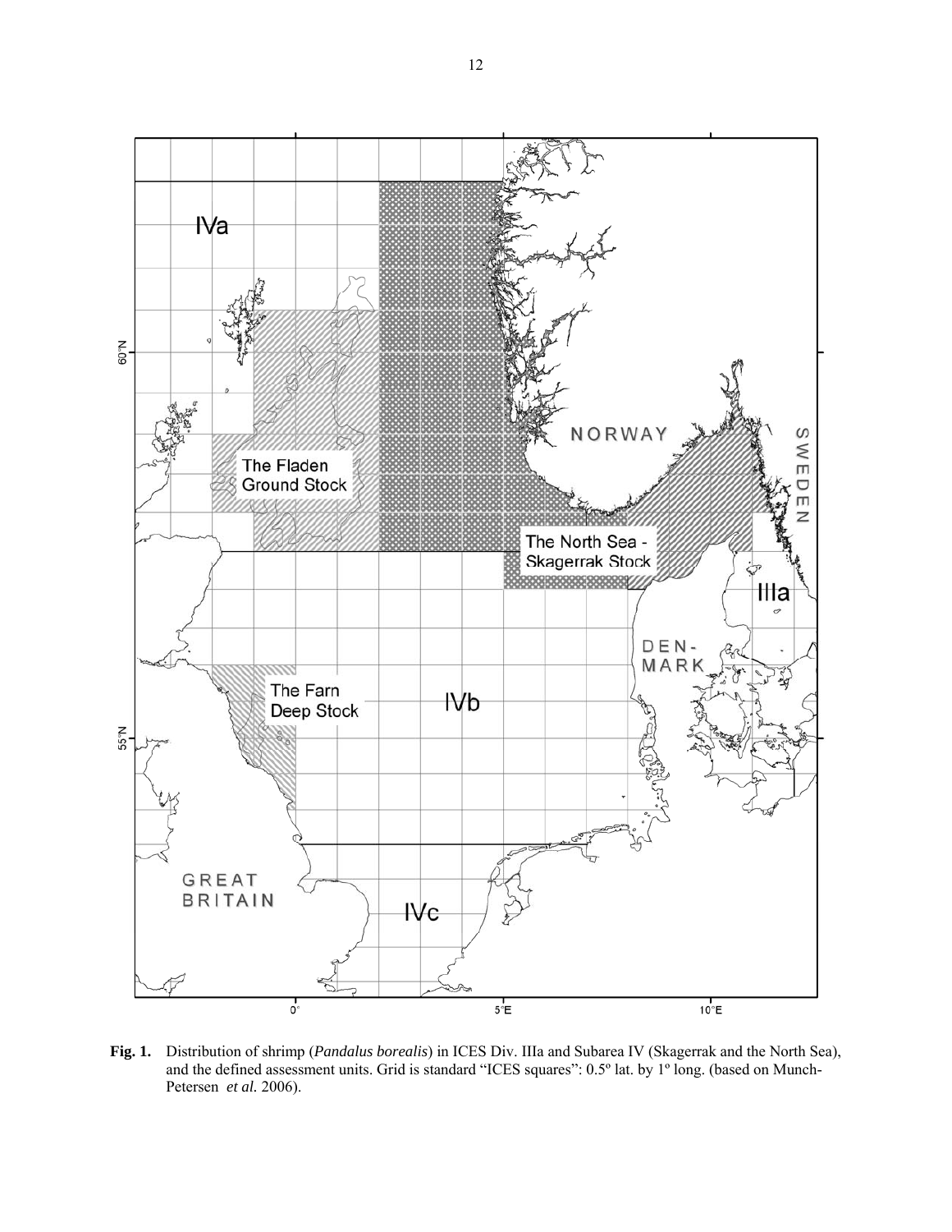**Fig. 1.** Distribution of shrimp (*Pandalus borealis*) in ICES Div. IIIa and Subarea IV (Skagerrak and the North Sea), and the defined assessment units. Grid is standard "ICES squares": 0.5º lat. by 1º long. (based on Munch-Petersen *et al.* 2006).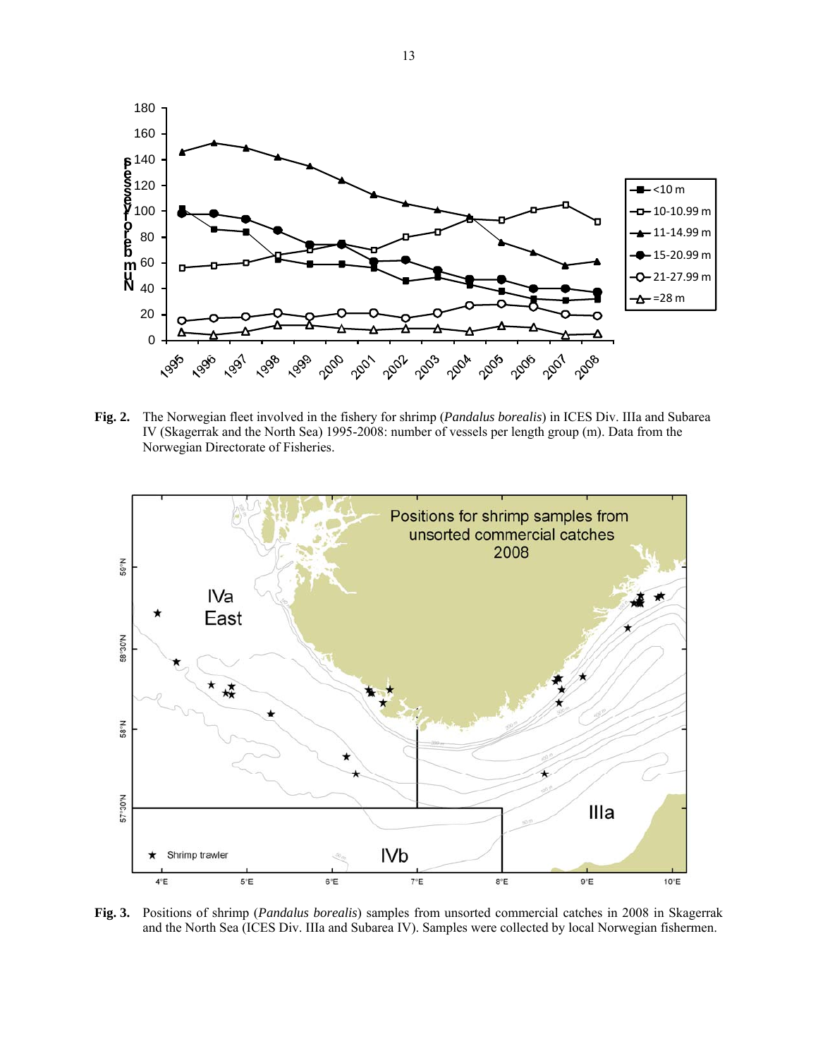**Fig. 2.** The Norwegian fleet involved in the fishery for shrimp (*Pandalus borealis*) in ICES Div. IIIa and Subarea IV (Skagerrak and the North Sea) 1995-2008: number of vessels per length group (m). Data from the Norwegian Directorate of Fisheries.

**Fig. 3.** Positions of shrimp (*Pandalus borealis*) samples from unsorted commercial catches in 2008 in Skagerrak and the North Sea (ICES Div. IIIa and Subarea IV). Samples were collected by local Norwegian fishermen.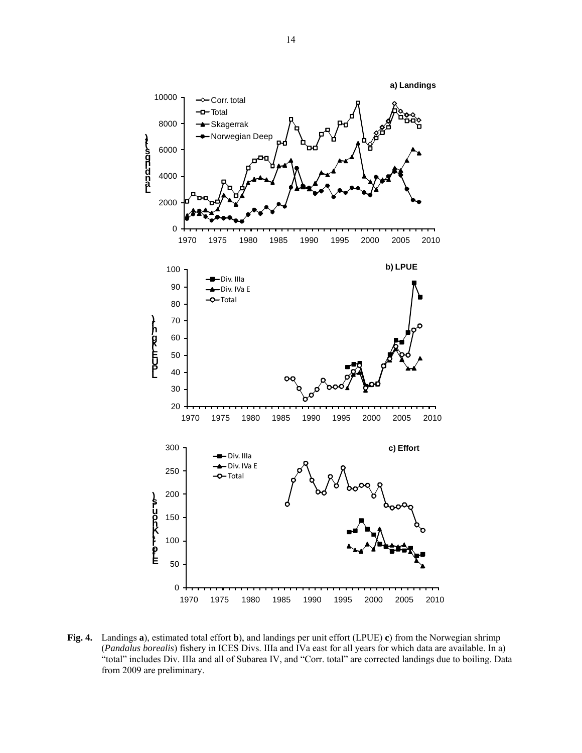**Fig. 4.** Landings **a**), estimated total effort **b**), and landings per unit effort (LPUE) **c**) from the Norwegian shrimp (*Pandalus borealis*) fishery in ICES Divs. IIIa and IVa east for all years for which data are available. In a) "total" includes Div. IIIa and all of Subarea IV, and "Corr. total" are corrected landings due to boiling. Data from 2009 are preliminary.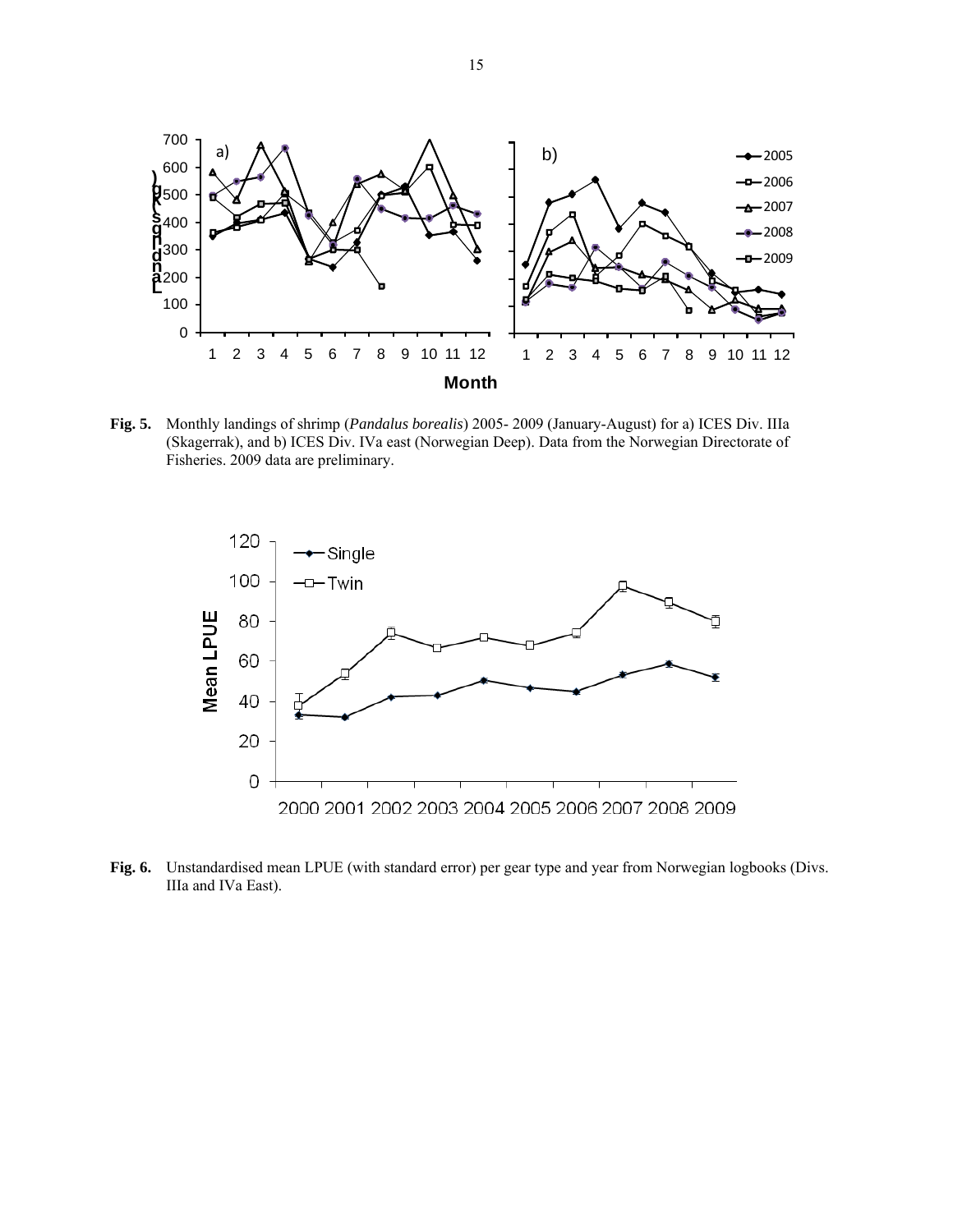**Fig. 5.** Monthly landings of shrimp (*Pandalus borealis*) 2005- 2009 (January-August) for a) ICES Div. IIIa (Skagerrak), and b) ICES Div. IVa east (Norwegian Deep). Data from the Norwegian Directorate of Fisheries. 2009 data are preliminary.

**Fig. 6.** Unstandardised mean LPUE (with standard error) per gear type and year from Norwegian logbooks (Divs. IIIa and IVa East).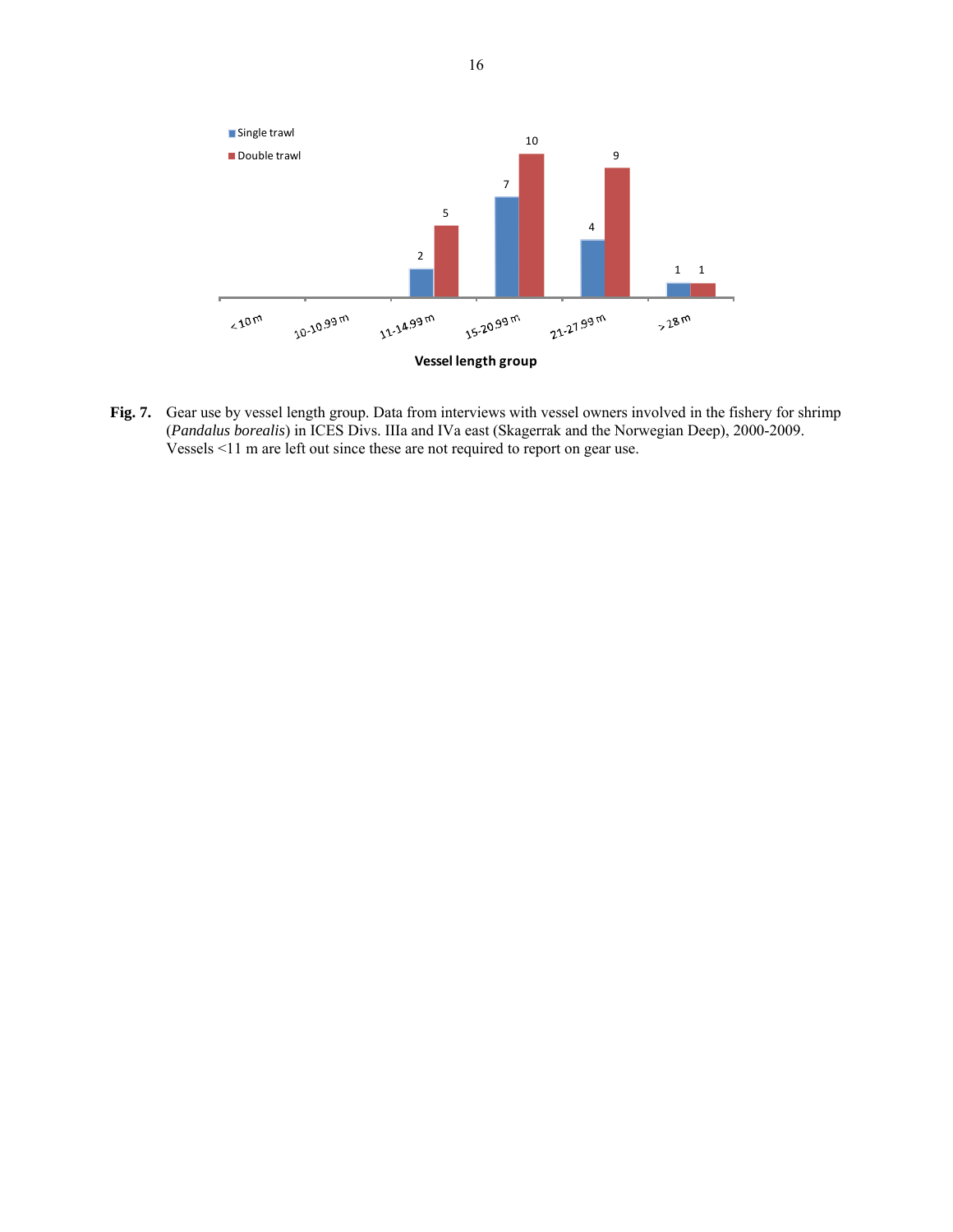**Fig. 7.** Gear use by vessel length group. Data from interviews with vessel owners involved in the fishery for shrimp (*Pandalus borealis*) in ICES Divs. IIIa and IVa east (Skagerrak and the Norwegian Deep), 2000-2009. Vessels <11 m are left out since these are not required to report on gear use.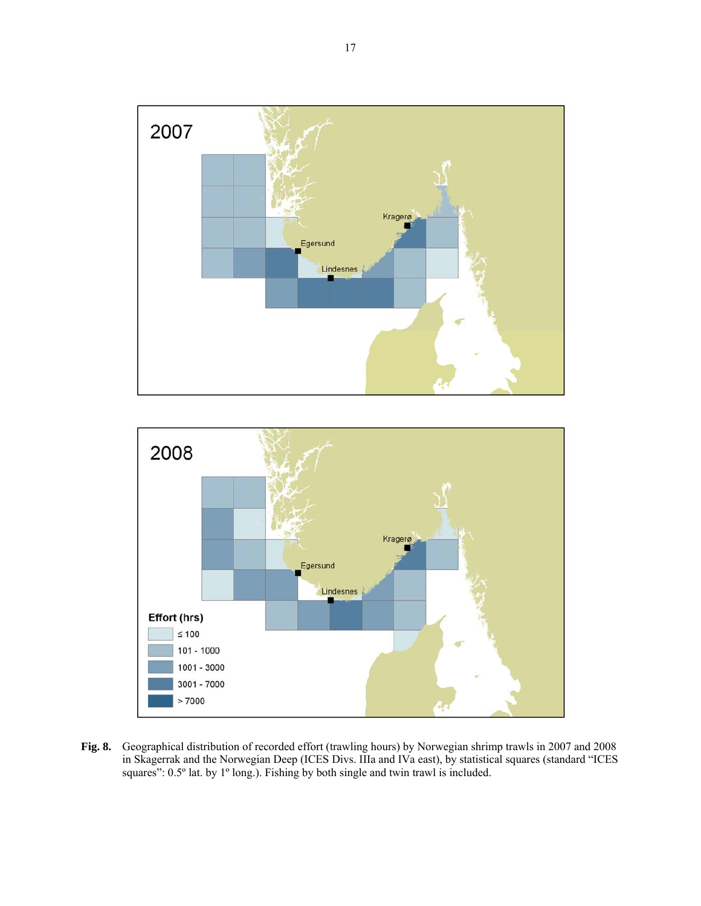**Fig. 8.** Geographical distribution of recorded effort (trawling hours) by Norwegian shrimp trawls in 2007 and 2008 in Skagerrak and the Norwegian Deep (ICES Divs. IIIa and IVa east), by statistical squares (standard "ICES squares": 0.5° lat. by 1° long.). Fishing by both single and twin trawl is included.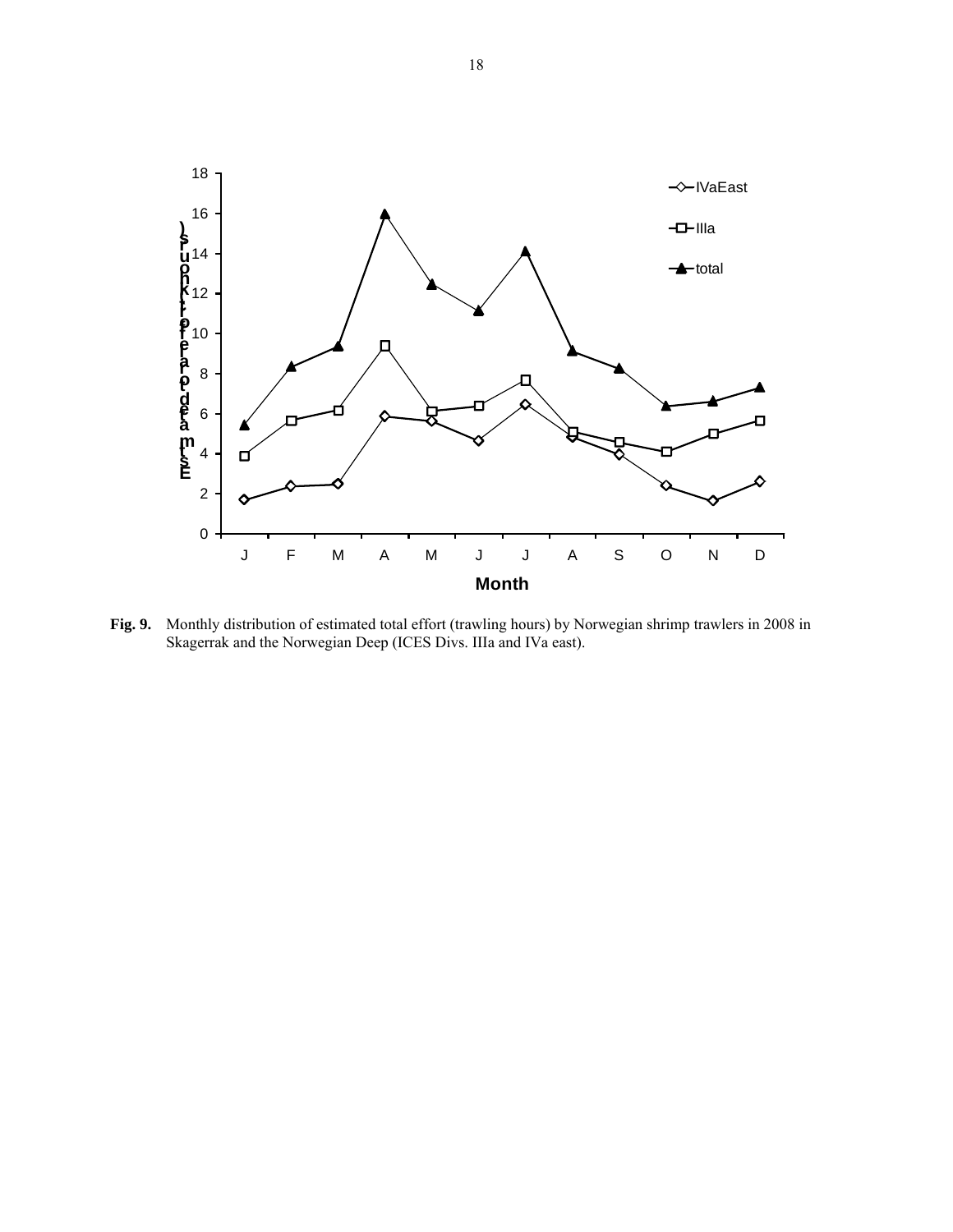**Fig. 9.** Monthly distribution of estimated total effort (trawling hours) by Norwegian shrimp trawlers in 2008 in Skagerrak and the Norwegian Deep (ICES Divs. IIIa and IVa east).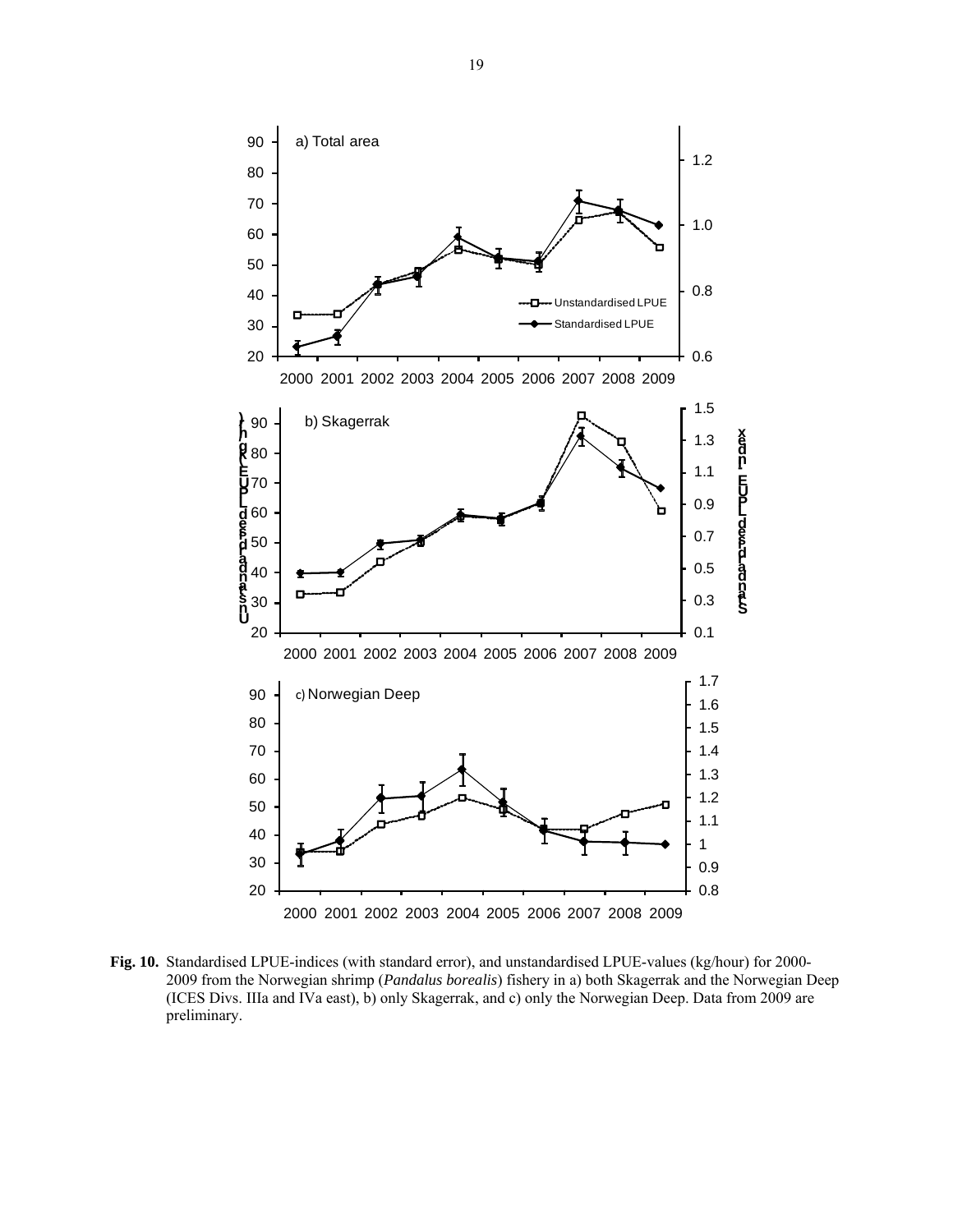**Fig. 10.** Standardised LPUE-indices (with standard error), and unstandardised LPUE-values (kg/hour) for 2000-2009 from the Norwegian shrimp (*Pandalus borealis*) fishery in a) both Skagerrak and the Norwegian Deep (ICES Divs. IIIa and IVa east), b) only Skagerrak, and c) only the Norwegian Deep. Data from 2009 are preliminary.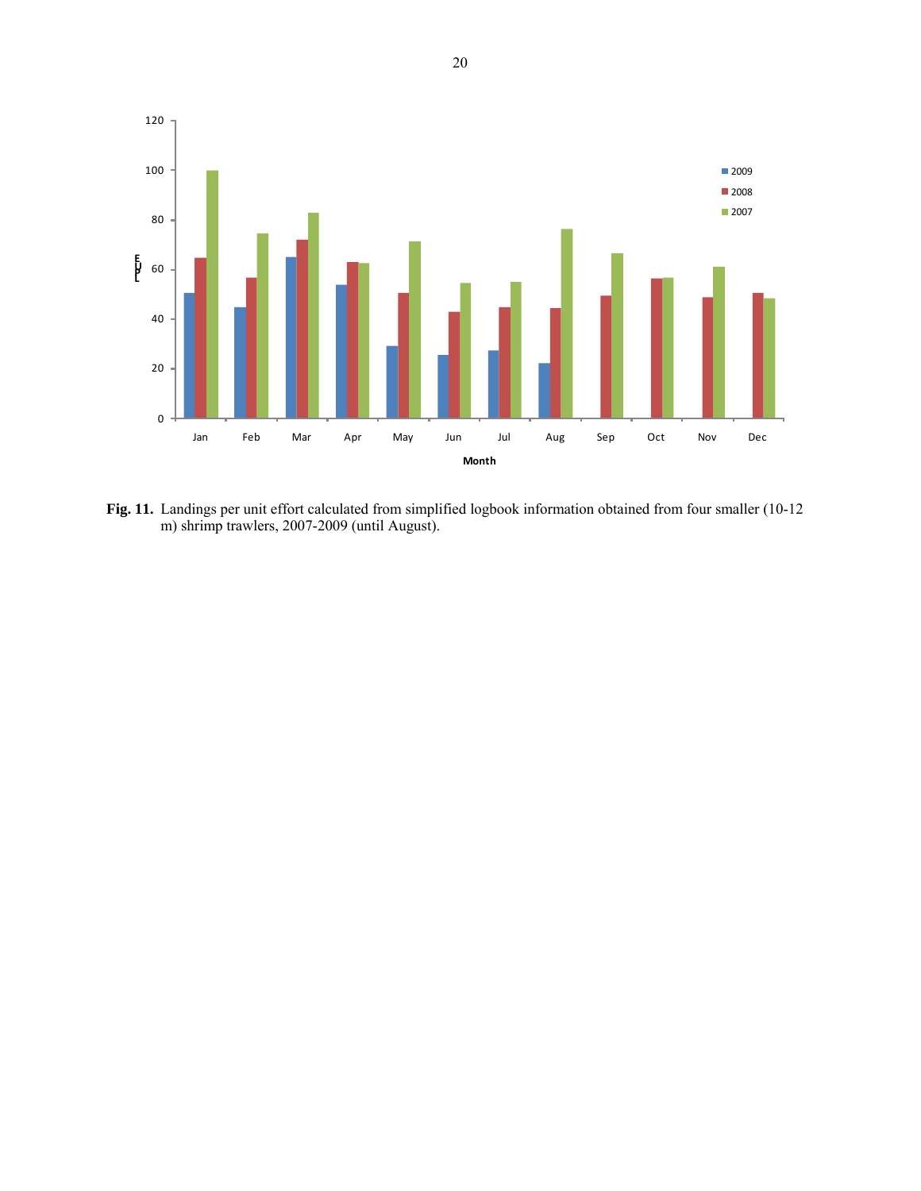**Fig. 11.** Landings per unit effort calculated from simplified logbook information obtained from four smaller (10-12 m) shrimp trawlers, 2007-2009 (until August).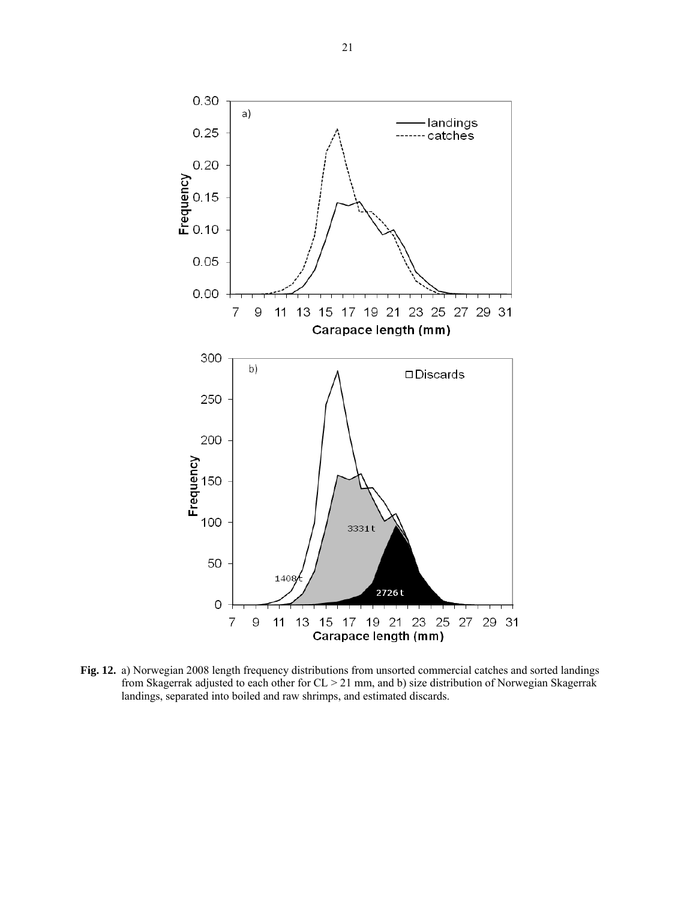**Fig. 12.** a) Norwegian 2008 length frequency distributions from unsorted commercial catches and sorted landings from Skagerrak adjusted to each other for CL > 21 mm, and b) size distribution of Norwegian Skagerrak landings, separated into boiled and raw shrimps, and estimated discards.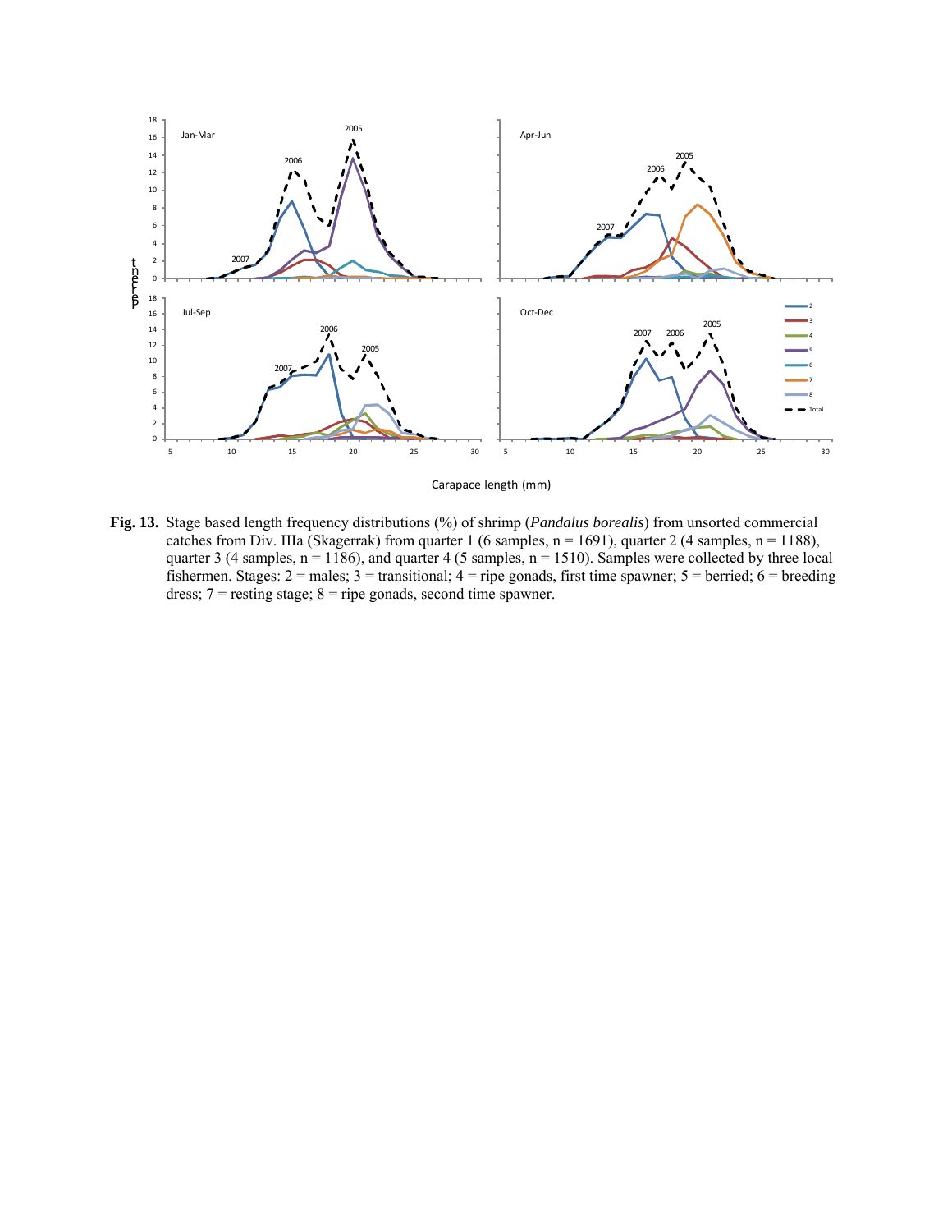**Fig. 13.** Stage based length frequency distributions (%) of shrimp (*Pandalus borealis*) from unsorted commercial catches from Div. IIIa (Skagerrak) from quarter 1 (6 samples, n = 1691), quarter 2 (4 samples, n = 1188), quarter 3 (4 samples, n = 1186), and quarter 4 (5 samples, n = 1510). Samples were collected by three local fishermen. Stages: 2 = males; 3 = transitional; 4 = ripe gonads, first time spawner; 5 = berried; 6 = breeding dress; 7 = resting stage; 8 = ripe gonads, second time spawner.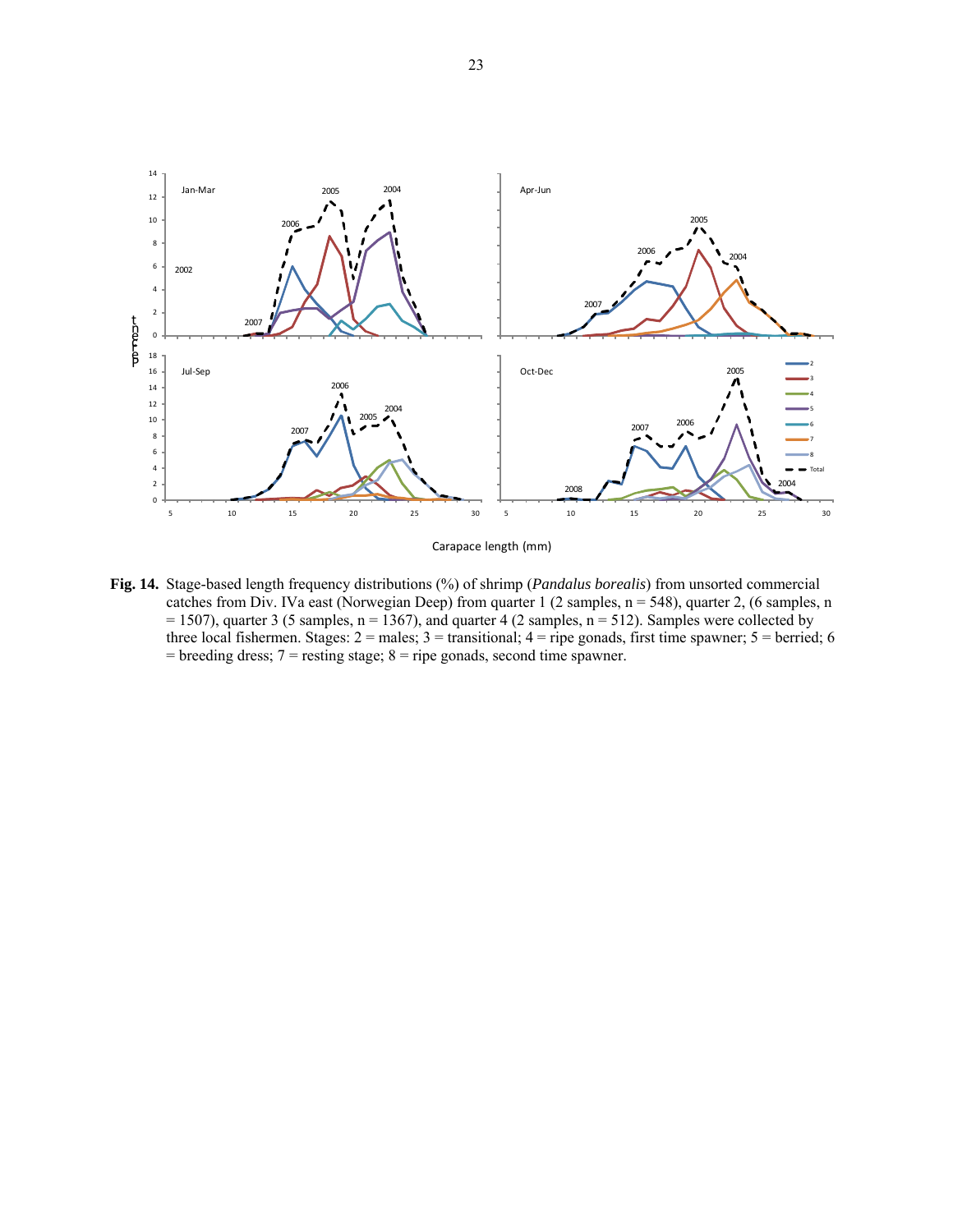**Fig. 14.** Stage-based length frequency distributions (%) of shrimp (*Pandalus borealis*) from unsorted commercial catches from Div. IVa east (Norwegian Deep) from quarter 1 (2 samples, n = 548), quarter 2, (6 samples, n = 1507), quarter 3 (5 samples, n = 1367), and quarter 4 (2 samples, n = 512). Samples were collected by three local fishermen. Stages: 2 = males; 3 = transitional; 4 = ripe gonads, first time spawner; 5 = berried; 6 = breeding dress; 7 = resting stage; 8 = ripe gonads, second time spawner.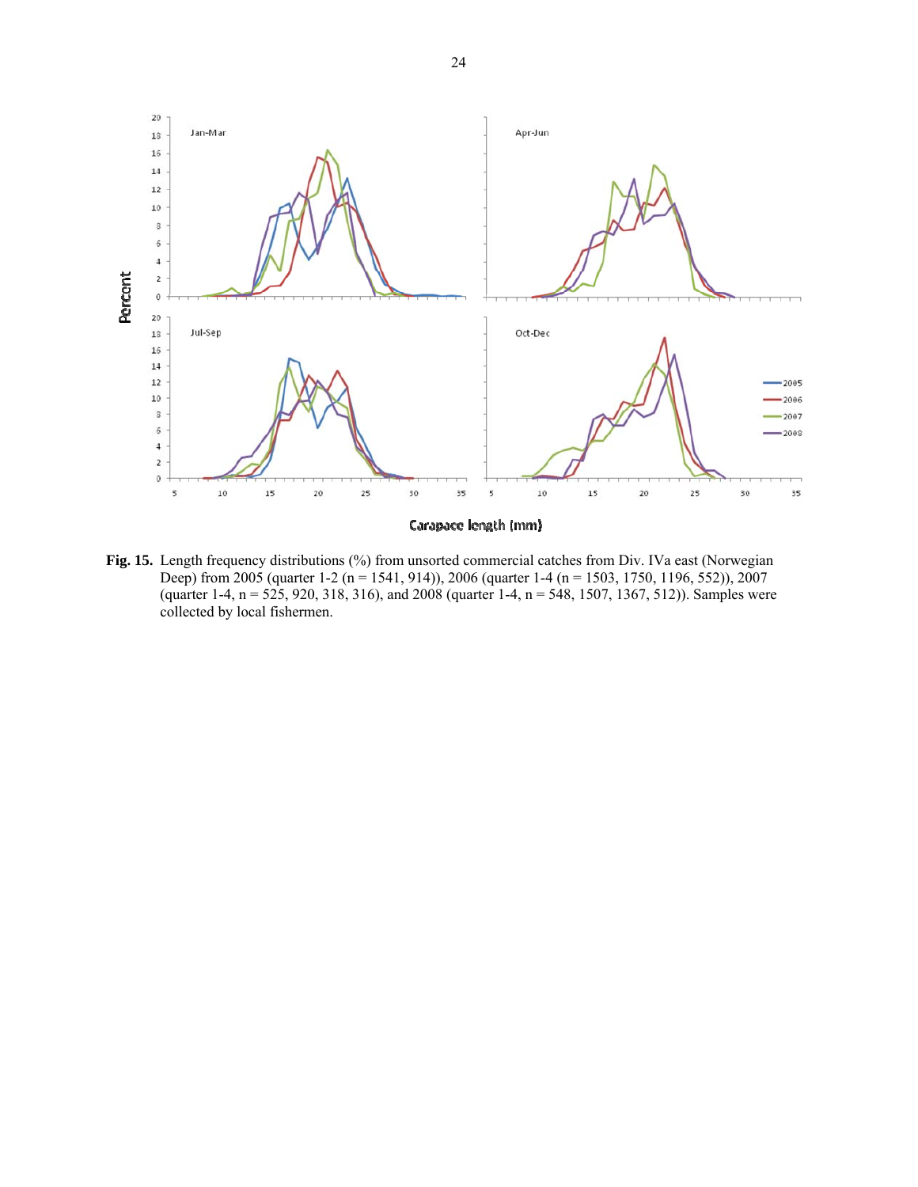**Fig. 15.** Length frequency distributions (%) from unsorted commercial catches from Div. IVa east (Norwegian Deep) from 2005 (quarter 1-2 (n = 1541, 914)), 2006 (quarter 1-4 (n = 1503, 1750, 1196, 552)), 2007 (quarter 1-4, n = 525, 920, 318, 316), and 2008 (quarter 1-4, n = 548, 1507, 1367, 512)). Samples were collected by local fishermen.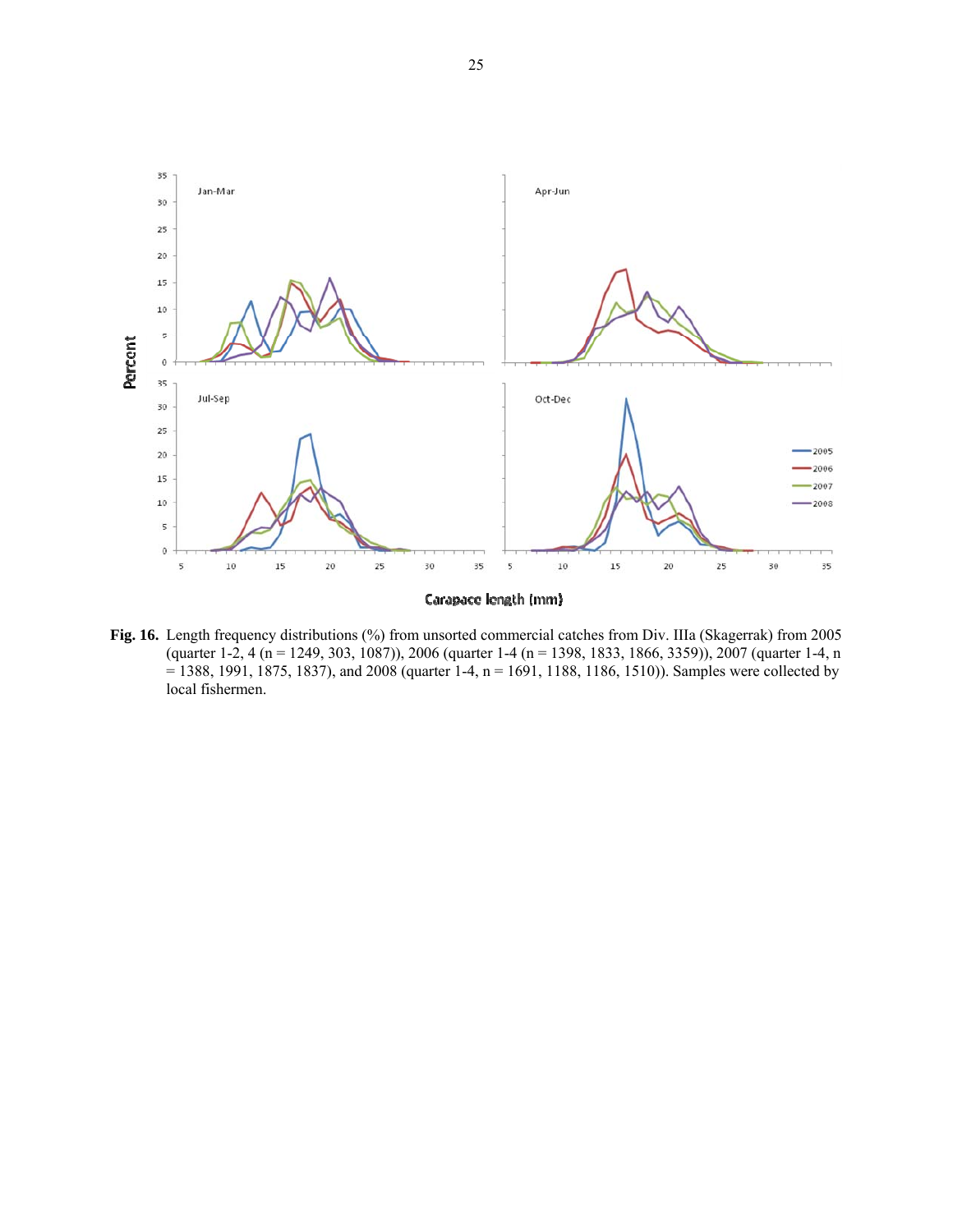**Fig. 16.** Length frequency distributions (%) from unsorted commercial catches from Div. IIIa (Skagerrak) from 2005 (quarter 1-2, 4 (n = 1249, 303, 1087)), 2006 (quarter 1-4 (n = 1398, 1833, 1866, 3359)), 2007 (quarter 1-4, n = 1388, 1991, 1875, 1837), and 2008 (quarter 1-4, n = 1691, 1188, 1186, 1510)). Samples were collected by local fishermen.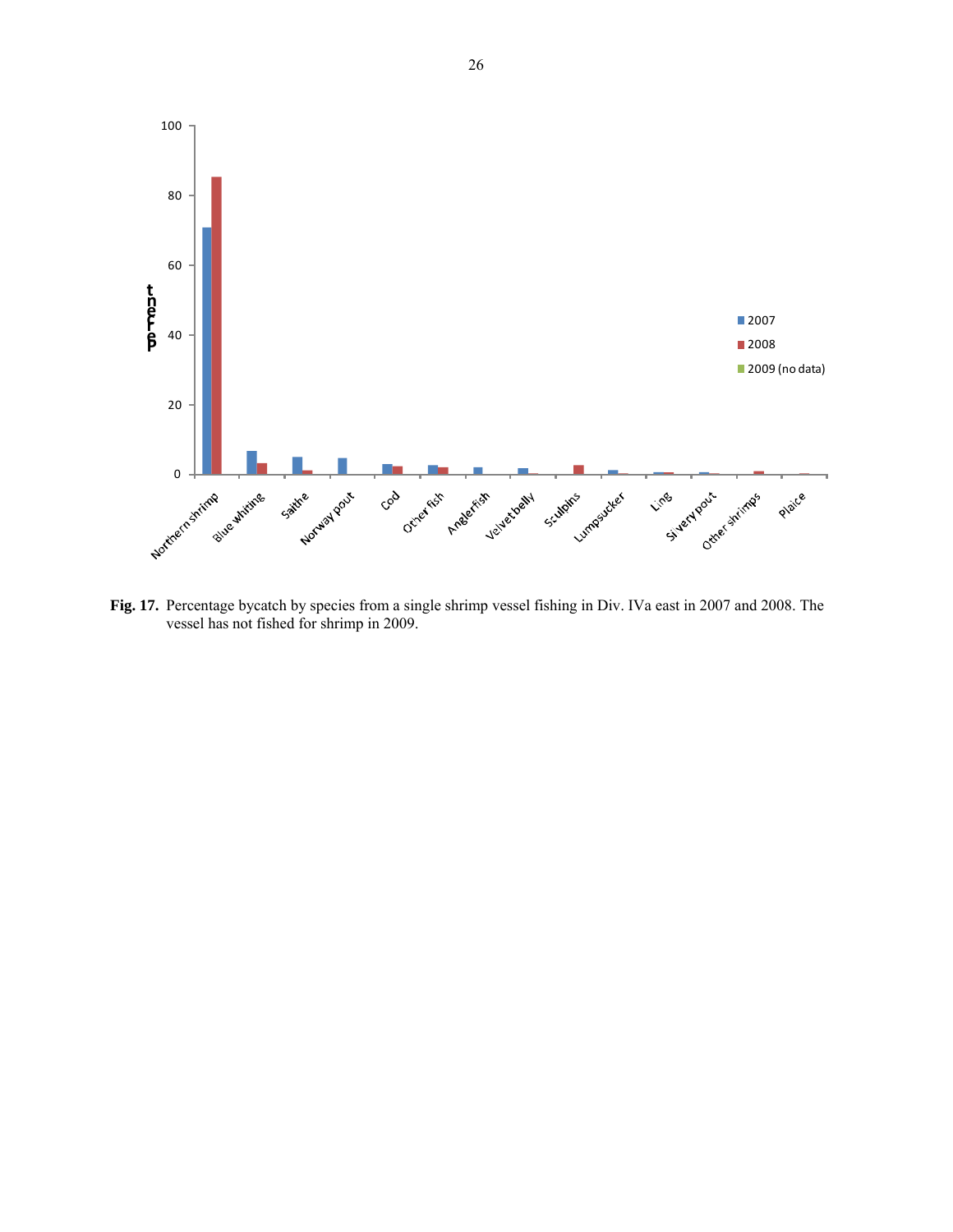100

80

60

40

20

0

Percent

2007

2008

2009 (no data)

Northern shrimp

Blue whiting

Saithe

Norway pout

Cod

Other fish

Anglerfish

Velvet belly

Sculpins

Lumpsucker

Ling

Silvery pout

Other shrimps

Plaice

**Fig. 17.** Percentage bycatch by species from a single shrimp vessel fishing in Div. IVa east in 2007 and 2008. The vessel has not fished for shrimp in 2009.